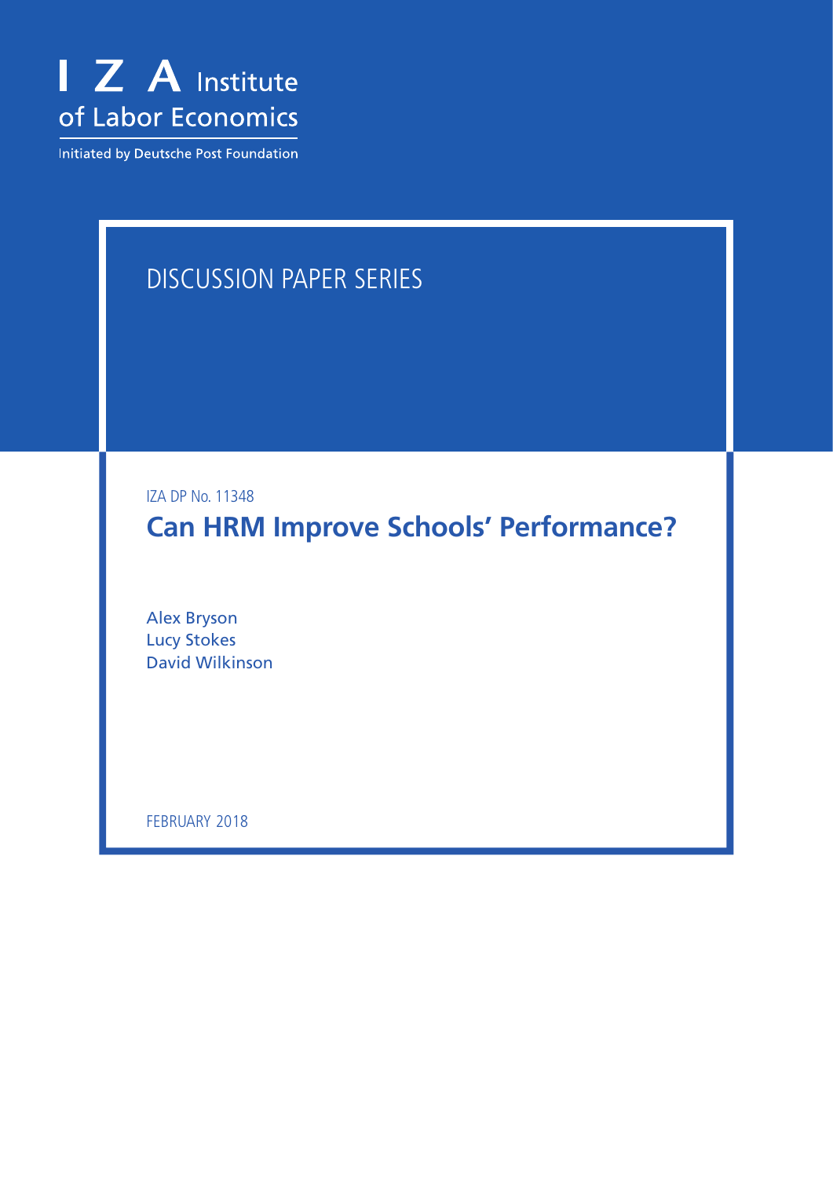I Z A Institute of Labor Economics

Initiated by Deutsche Post Foundation

DISCUSSION PAPER SERIES

IZA DP No. 11348

# Can HRM Improve Schools' Performance?

Alex Bryson
Lucy Stokes
David Wilkinson

FEBRUARY 2018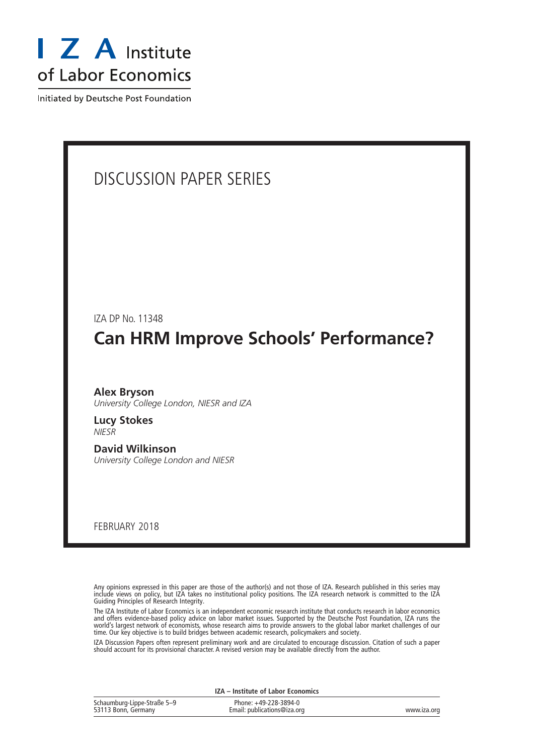# I Z A Institute of Labor Economics

Initiated by Deutsche Post Foundation

## DISCUSSION PAPER SERIES

IZA DP No. 11348

# Can HRM Improve Schools' Performance?

**Alex Bryson**
*University College London, NIESR and IZA*

**Lucy Stokes**
*NIESR*

**David Wilkinson**
*University College London and NIESR*

FEBRUARY 2018

Any opinions expressed in this paper are those of the author(s) and not those of IZA. Research published in this series may include views on policy, but IZA takes no institutional policy positions. The IZA research network is committed to the IZA Guiding Principles of Research Integrity.

The IZA Institute of Labor Economics is an independent economic research institute that conducts research in labor economics and offers evidence-based policy advice on labor market issues. Supported by the Deutsche Post Foundation, IZA runs the world's largest network of economists, whose research aims to provide answers to the global labor market challenges of our time. Our key objective is to build bridges between academic research, policymakers and society.

IZA Discussion Papers often represent preliminary work and are circulated to encourage discussion. Citation of such a paper should account for its provisional character. A revised version may be available directly from the author.

**IZA – Institute of Labor Economics**

| | | |
|---|---|---|
| Schaumburg-Lippe-Straße 5–9<br>53113 Bonn, Germany | Phone: +49-228-3894-0<br>Email: publications@iza.org | www.iza.org |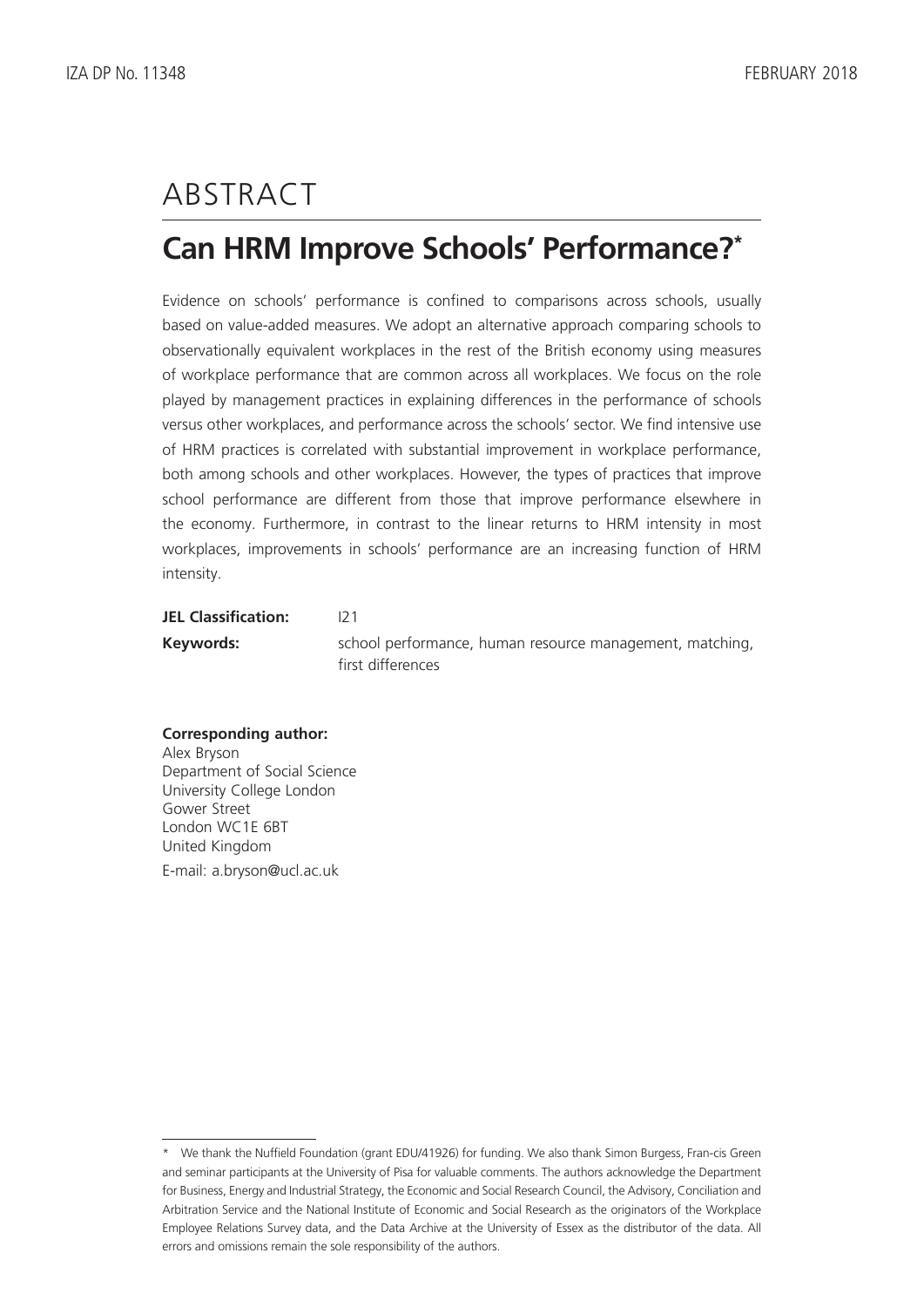# ABSTRACT

## Can HRM Improve Schools' Performance?*

Evidence on schools' performance is confined to comparisons across schools, usually based on value-added measures. We adopt an alternative approach comparing schools to observationally equivalent workplaces in the rest of the British economy using measures of workplace performance that are common across all workplaces. We focus on the role played by management practices in explaining differences in the performance of schools versus other workplaces, and performance across the schools' sector. We find intensive use of HRM practices is correlated with substantial improvement in workplace performance, both among schools and other workplaces. However, the types of practices that improve school performance are different from those that improve performance elsewhere in the economy. Furthermore, in contrast to the linear returns to HRM intensity in most workplaces, improvements in schools' performance are an increasing function of HRM intensity.

**JEL Classification:** I21

**Keywords:** school performance, human resource management, matching, first differences

**Corresponding author:**

Alex Bryson
Department of Social Science
University College London
Gower Street
London WC1E 6BT
United Kingdom

E-mail: a.bryson@ucl.ac.uk

---

\* We thank the Nuffield Foundation (grant EDU/41926) for funding. We also thank Simon Burgess, Fran-cis Green and seminar participants at the University of Pisa for valuable comments. The authors acknowledge the Department for Business, Energy and Industrial Strategy, the Economic and Social Research Council, the Advisory, Conciliation and Arbitration Service and the National Institute of Economic and Social Research as the originators of the Workplace Employee Relations Survey data, and the Data Archive at the University of Essex as the distributor of the data. All errors and omissions remain the sole responsibility of the authors.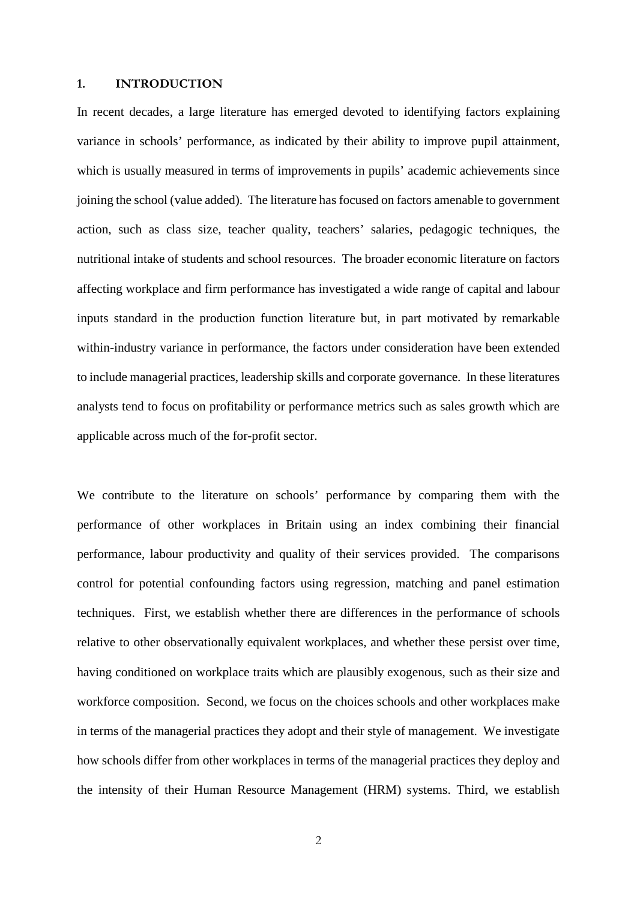## 1. INTRODUCTION

In recent decades, a large literature has emerged devoted to identifying factors explaining variance in schools' performance, as indicated by their ability to improve pupil attainment, which is usually measured in terms of improvements in pupils' academic achievements since joining the school (value added). The literature has focused on factors amenable to government action, such as class size, teacher quality, teachers' salaries, pedagogic techniques, the nutritional intake of students and school resources. The broader economic literature on factors affecting workplace and firm performance has investigated a wide range of capital and labour inputs standard in the production function literature but, in part motivated by remarkable within-industry variance in performance, the factors under consideration have been extended to include managerial practices, leadership skills and corporate governance. In these literatures analysts tend to focus on profitability or performance metrics such as sales growth which are applicable across much of the for-profit sector.

We contribute to the literature on schools' performance by comparing them with the performance of other workplaces in Britain using an index combining their financial performance, labour productivity and quality of their services provided. The comparisons control for potential confounding factors using regression, matching and panel estimation techniques. First, we establish whether there are differences in the performance of schools relative to other observationally equivalent workplaces, and whether these persist over time, having conditioned on workplace traits which are plausibly exogenous, such as their size and workforce composition. Second, we focus on the choices schools and other workplaces make in terms of the managerial practices they adopt and their style of management. We investigate how schools differ from other workplaces in terms of the managerial practices they deploy and the intensity of their Human Resource Management (HRM) systems. Third, we establish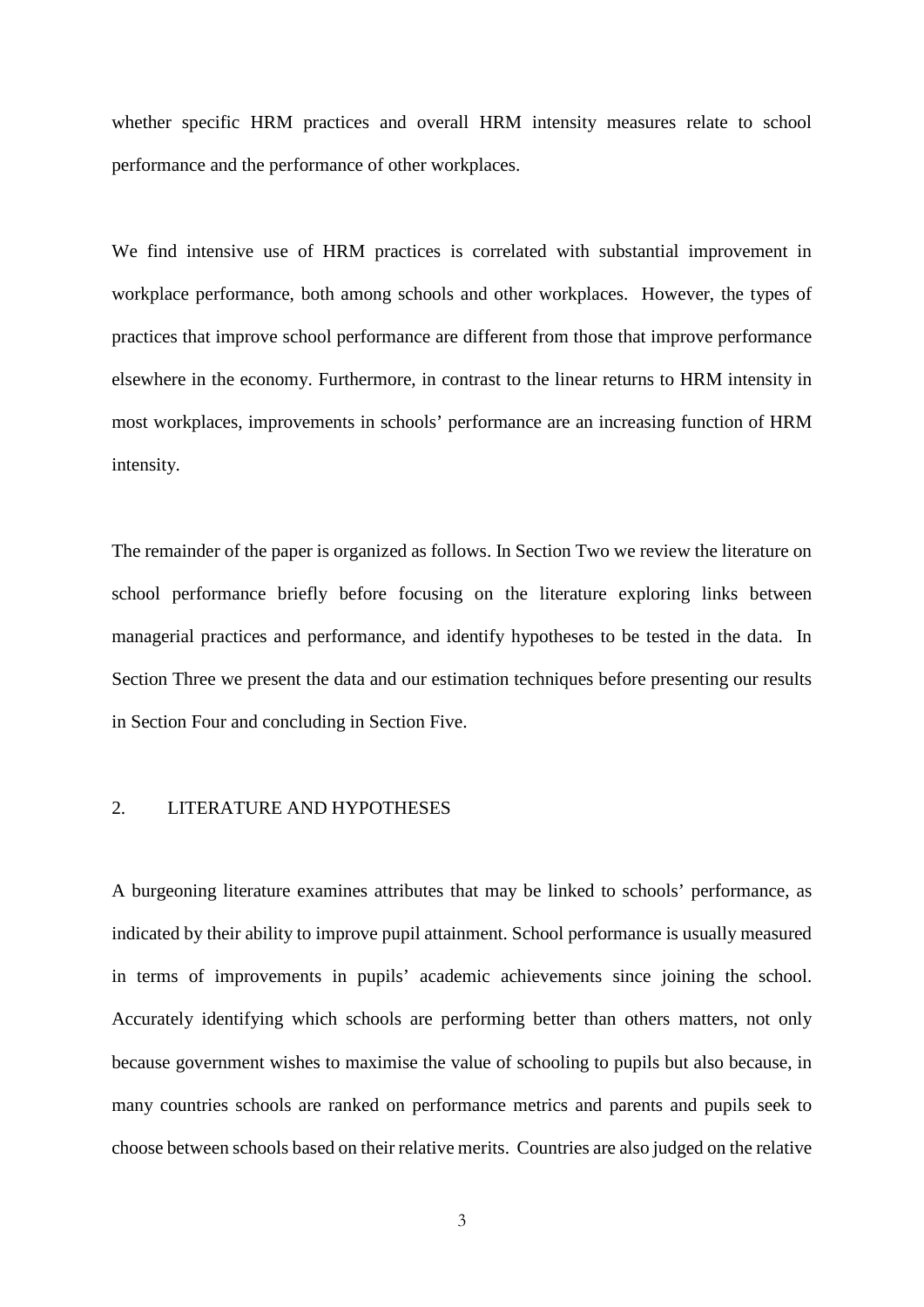whether specific HRM practices and overall HRM intensity measures relate to school performance and the performance of other workplaces.

We find intensive use of HRM practices is correlated with substantial improvement in workplace performance, both among schools and other workplaces. However, the types of practices that improve school performance are different from those that improve performance elsewhere in the economy. Furthermore, in contrast to the linear returns to HRM intensity in most workplaces, improvements in schools' performance are an increasing function of HRM intensity.

The remainder of the paper is organized as follows. In Section Two we review the literature on school performance briefly before focusing on the literature exploring links between managerial practices and performance, and identify hypotheses to be tested in the data. In Section Three we present the data and our estimation techniques before presenting our results in Section Four and concluding in Section Five.

## 2. LITERATURE AND HYPOTHESES

A burgeoning literature examines attributes that may be linked to schools' performance, as indicated by their ability to improve pupil attainment. School performance is usually measured in terms of improvements in pupils' academic achievements since joining the school. Accurately identifying which schools are performing better than others matters, not only because government wishes to maximise the value of schooling to pupils but also because, in many countries schools are ranked on performance metrics and parents and pupils seek to choose between schools based on their relative merits. Countries are also judged on the relative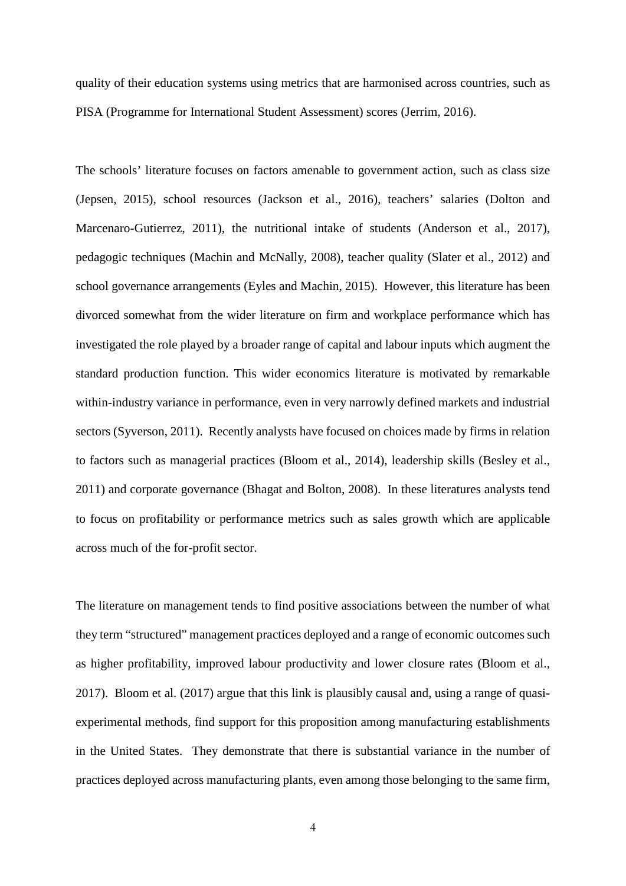quality of their education systems using metrics that are harmonised across countries, such as PISA (Programme for International Student Assessment) scores (Jerrim, 2016).

The schools' literature focuses on factors amenable to government action, such as class size (Jepsen, 2015), school resources (Jackson et al., 2016), teachers' salaries (Dolton and Marcenaro-Gutierrez, 2011), the nutritional intake of students (Anderson et al., 2017), pedagogic techniques (Machin and McNally, 2008), teacher quality (Slater et al., 2012) and school governance arrangements (Eyles and Machin, 2015). However, this literature has been divorced somewhat from the wider literature on firm and workplace performance which has investigated the role played by a broader range of capital and labour inputs which augment the standard production function. This wider economics literature is motivated by remarkable within-industry variance in performance, even in very narrowly defined markets and industrial sectors (Syverson, 2011). Recently analysts have focused on choices made by firms in relation to factors such as managerial practices (Bloom et al., 2014), leadership skills (Besley et al., 2011) and corporate governance (Bhagat and Bolton, 2008). In these literatures analysts tend to focus on profitability or performance metrics such as sales growth which are applicable across much of the for-profit sector.

The literature on management tends to find positive associations between the number of what they term "structured" management practices deployed and a range of economic outcomes such as higher profitability, improved labour productivity and lower closure rates (Bloom et al., 2017). Bloom et al. (2017) argue that this link is plausibly causal and, using a range of quasi-experimental methods, find support for this proposition among manufacturing establishments in the United States. They demonstrate that there is substantial variance in the number of practices deployed across manufacturing plants, even among those belonging to the same firm,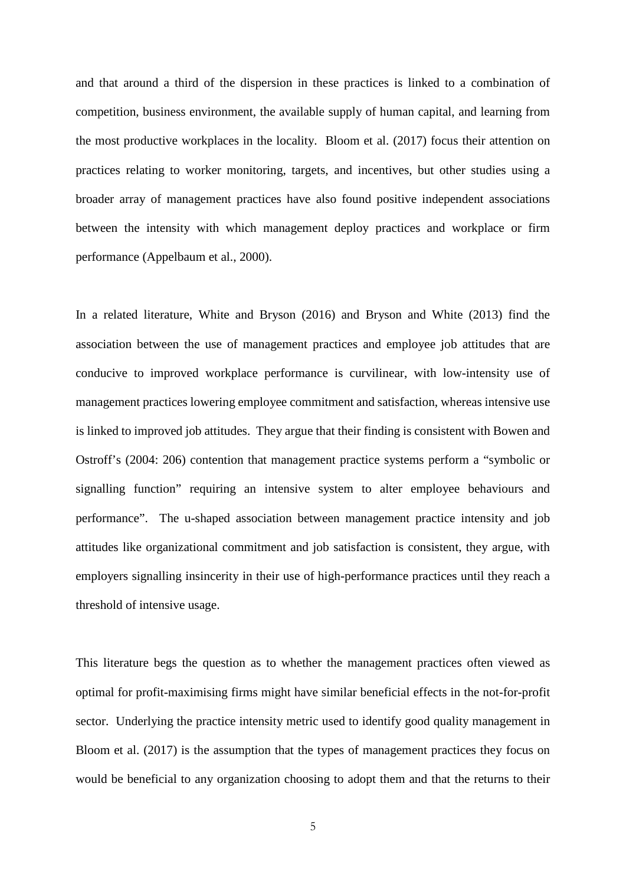and that around a third of the dispersion in these practices is linked to a combination of competition, business environment, the available supply of human capital, and learning from the most productive workplaces in the locality. Bloom et al. (2017) focus their attention on practices relating to worker monitoring, targets, and incentives, but other studies using a broader array of management practices have also found positive independent associations between the intensity with which management deploy practices and workplace or firm performance (Appelbaum et al., 2000).

In a related literature, White and Bryson (2016) and Bryson and White (2013) find the association between the use of management practices and employee job attitudes that are conducive to improved workplace performance is curvilinear, with low-intensity use of management practices lowering employee commitment and satisfaction, whereas intensive use is linked to improved job attitudes. They argue that their finding is consistent with Bowen and Ostroff's (2004: 206) contention that management practice systems perform a "symbolic or signalling function" requiring an intensive system to alter employee behaviours and performance". The u-shaped association between management practice intensity and job attitudes like organizational commitment and job satisfaction is consistent, they argue, with employers signalling insincerity in their use of high-performance practices until they reach a threshold of intensive usage.

This literature begs the question as to whether the management practices often viewed as optimal for profit-maximising firms might have similar beneficial effects in the not-for-profit sector. Underlying the practice intensity metric used to identify good quality management in Bloom et al. (2017) is the assumption that the types of management practices they focus on would be beneficial to any organization choosing to adopt them and that the returns to their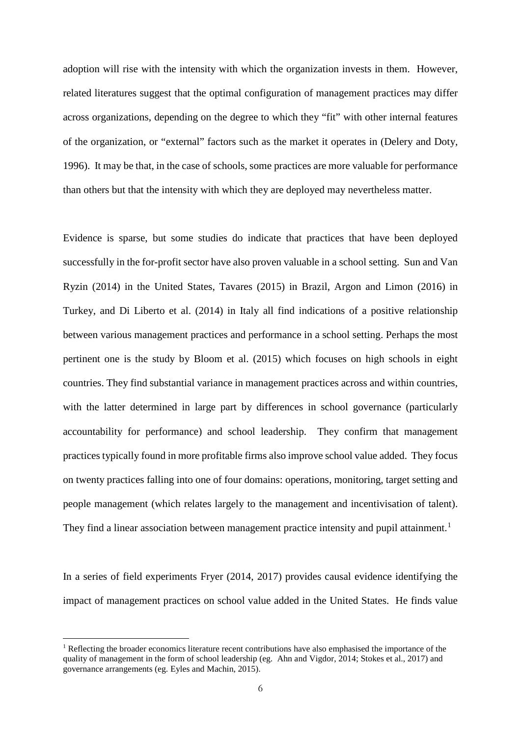adoption will rise with the intensity with which the organization invests in them. However, related literatures suggest that the optimal configuration of management practices may differ across organizations, depending on the degree to which they "fit" with other internal features of the organization, or "external" factors such as the market it operates in (Delery and Doty, 1996). It may be that, in the case of schools, some practices are more valuable for performance than others but that the intensity with which they are deployed may nevertheless matter.

Evidence is sparse, but some studies do indicate that practices that have been deployed successfully in the for-profit sector have also proven valuable in a school setting. Sun and Van Ryzin (2014) in the United States, Tavares (2015) in Brazil, Argon and Limon (2016) in Turkey, and Di Liberto et al. (2014) in Italy all find indications of a positive relationship between various management practices and performance in a school setting. Perhaps the most pertinent one is the study by Bloom et al. (2015) which focuses on high schools in eight countries. They find substantial variance in management practices across and within countries, with the latter determined in large part by differences in school governance (particularly accountability for performance) and school leadership. They confirm that management practices typically found in more profitable firms also improve school value added. They focus on twenty practices falling into one of four domains: operations, monitoring, target setting and people management (which relates largely to the management and incentivisation of talent). They find a linear association between management practice intensity and pupil attainment.[1]

In a series of field experiments Fryer (2014, 2017) provides causal evidence identifying the impact of management practices on school value added in the United States. He finds value

[1] Reflecting the broader economics literature recent contributions have also emphasised the importance of the quality of management in the form of school leadership (eg. Ahn and Vigdor, 2014; Stokes et al., 2017) and governance arrangements (eg. Eyles and Machin, 2015).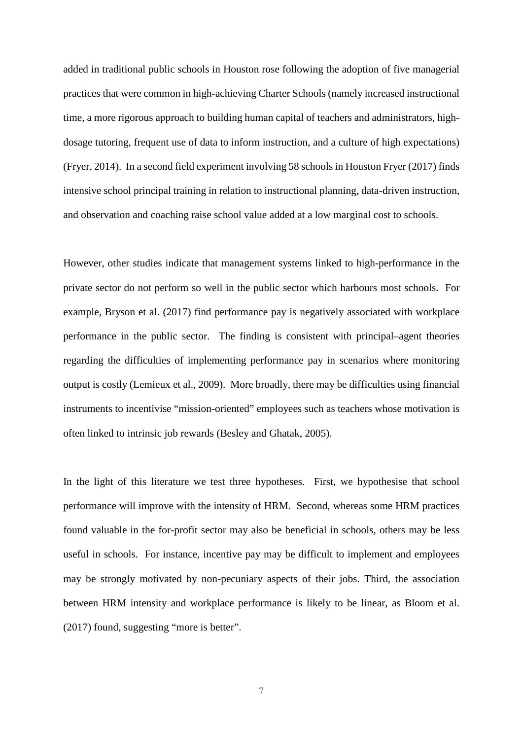added in traditional public schools in Houston rose following the adoption of five managerial practices that were common in high-achieving Charter Schools (namely increased instructional time, a more rigorous approach to building human capital of teachers and administrators, high-dosage tutoring, frequent use of data to inform instruction, and a culture of high expectations) (Fryer, 2014). In a second field experiment involving 58 schools in Houston Fryer (2017) finds intensive school principal training in relation to instructional planning, data-driven instruction, and observation and coaching raise school value added at a low marginal cost to schools.

However, other studies indicate that management systems linked to high-performance in the private sector do not perform so well in the public sector which harbours most schools. For example, Bryson et al. (2017) find performance pay is negatively associated with workplace performance in the public sector. The finding is consistent with principal–agent theories regarding the difficulties of implementing performance pay in scenarios where monitoring output is costly (Lemieux et al., 2009). More broadly, there may be difficulties using financial instruments to incentivise "mission-oriented" employees such as teachers whose motivation is often linked to intrinsic job rewards (Besley and Ghatak, 2005).

In the light of this literature we test three hypotheses. First, we hypothesise that school performance will improve with the intensity of HRM. Second, whereas some HRM practices found valuable in the for-profit sector may also be beneficial in schools, others may be less useful in schools. For instance, incentive pay may be difficult to implement and employees may be strongly motivated by non-pecuniary aspects of their jobs. Third, the association between HRM intensity and workplace performance is likely to be linear, as Bloom et al. (2017) found, suggesting "more is better".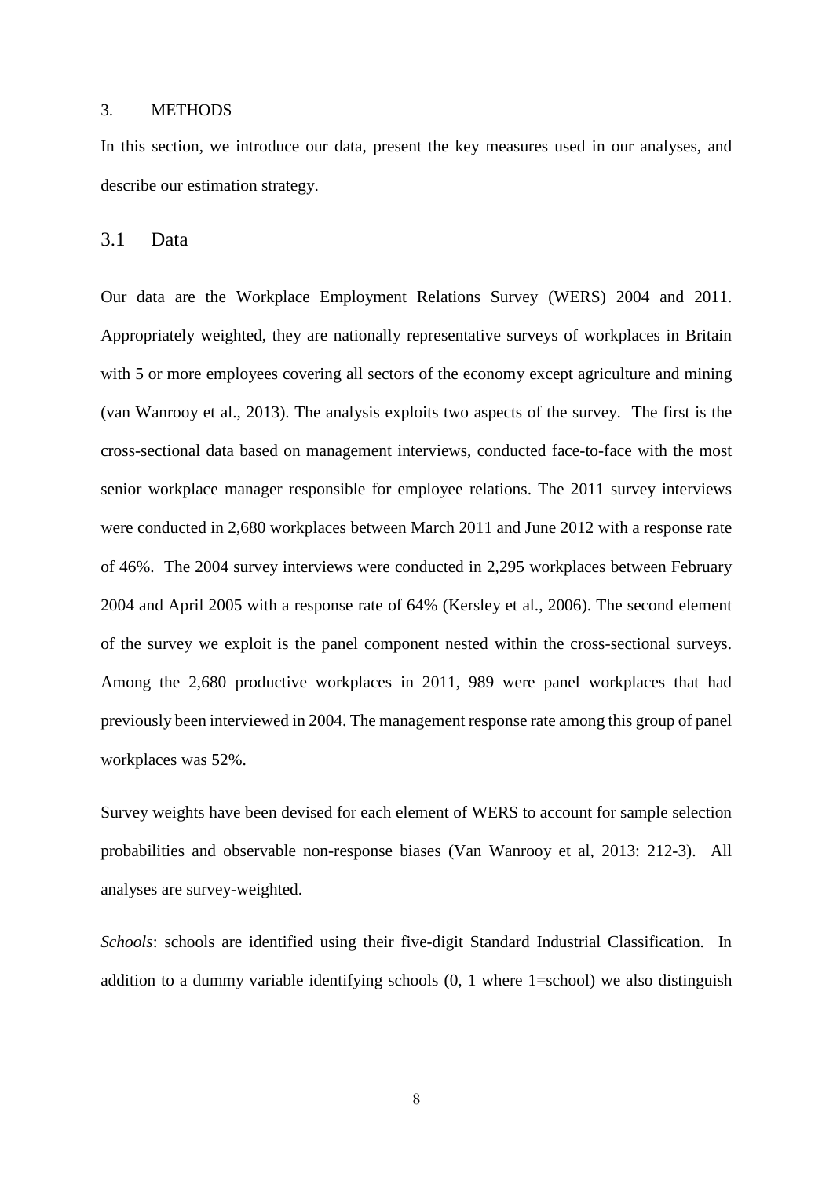## 3. METHODS

In this section, we introduce our data, present the key measures used in our analyses, and describe our estimation strategy.

### 3.1 Data

Our data are the Workplace Employment Relations Survey (WERS) 2004 and 2011. Appropriately weighted, they are nationally representative surveys of workplaces in Britain with 5 or more employees covering all sectors of the economy except agriculture and mining (van Wanrooy et al., 2013). The analysis exploits two aspects of the survey. The first is the cross-sectional data based on management interviews, conducted face-to-face with the most senior workplace manager responsible for employee relations. The 2011 survey interviews were conducted in 2,680 workplaces between March 2011 and June 2012 with a response rate of 46%. The 2004 survey interviews were conducted in 2,295 workplaces between February 2004 and April 2005 with a response rate of 64% (Kersley et al., 2006). The second element of the survey we exploit is the panel component nested within the cross-sectional surveys. Among the 2,680 productive workplaces in 2011, 989 were panel workplaces that had previously been interviewed in 2004. The management response rate among this group of panel workplaces was 52%.

Survey weights have been devised for each element of WERS to account for sample selection probabilities and observable non-response biases (Van Wanrooy et al, 2013: 212-3). All analyses are survey-weighted.

*Schools*: schools are identified using their five-digit Standard Industrial Classification. In addition to a dummy variable identifying schools (0, 1 where 1=school) we also distinguish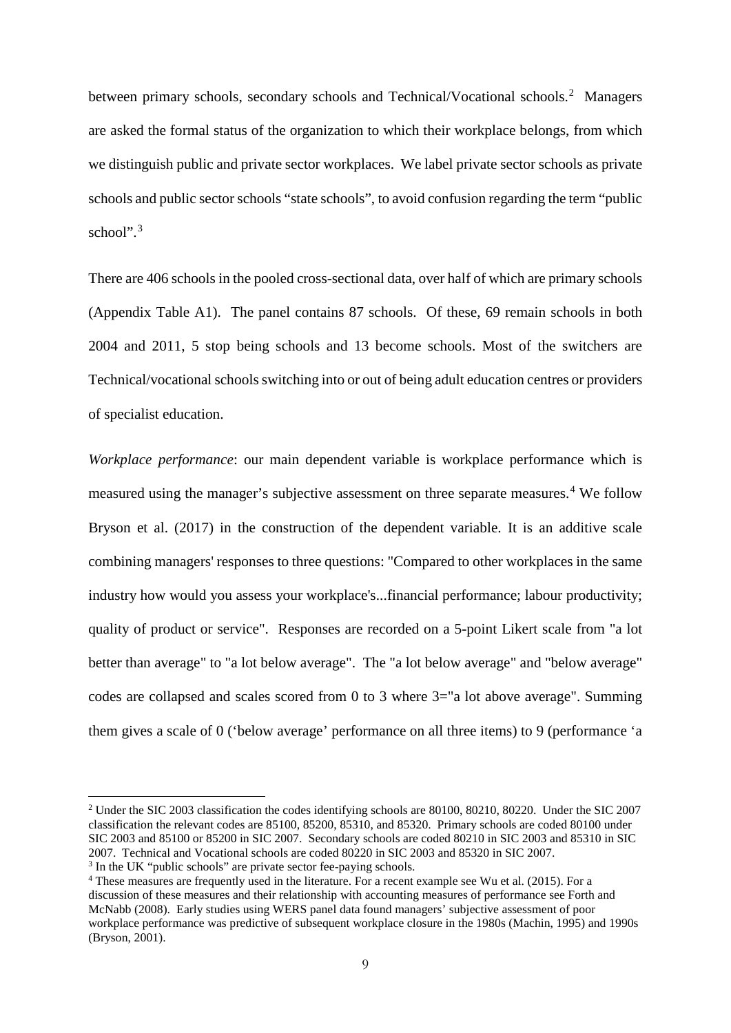between primary schools, secondary schools and Technical/Vocational schools.[2] Managers are asked the formal status of the organization to which their workplace belongs, from which we distinguish public and private sector workplaces. We label private sector schools as private schools and public sector schools "state schools", to avoid confusion regarding the term "public school".[3]

There are 406 schools in the pooled cross-sectional data, over half of which are primary schools (Appendix Table A1). The panel contains 87 schools. Of these, 69 remain schools in both 2004 and 2011, 5 stop being schools and 13 become schools. Most of the switchers are Technical/vocational schools switching into or out of being adult education centres or providers of specialist education.

*Workplace performance*: our main dependent variable is workplace performance which is measured using the manager's subjective assessment on three separate measures.[4] We follow Bryson et al. (2017) in the construction of the dependent variable. It is an additive scale combining managers' responses to three questions: "Compared to other workplaces in the same industry how would you assess your workplace's...financial performance; labour productivity; quality of product or service". Responses are recorded on a 5-point Likert scale from "a lot better than average" to "a lot below average". The "a lot below average" and "below average" codes are collapsed and scales scored from 0 to 3 where 3="a lot above average". Summing them gives a scale of 0 ('below average' performance on all three items) to 9 (performance 'a

---

[2] Under the SIC 2003 classification the codes identifying schools are 80100, 80210, 80220. Under the SIC 2007 classification the relevant codes are 85100, 85200, 85310, and 85320. Primary schools are coded 80100 under SIC 2003 and 85100 or 85200 in SIC 2007. Secondary schools are coded 80210 in SIC 2003 and 85310 in SIC 2007. Technical and Vocational schools are coded 80220 in SIC 2003 and 85320 in SIC 2007.

[3] In the UK "public schools" are private sector fee-paying schools.

[4] These measures are frequently used in the literature. For a recent example see Wu et al. (2015). For a discussion of these measures and their relationship with accounting measures of performance see Forth and McNabb (2008). Early studies using WERS panel data found managers' subjective assessment of poor workplace performance was predictive of subsequent workplace closure in the 1980s (Machin, 1995) and 1990s (Bryson, 2001).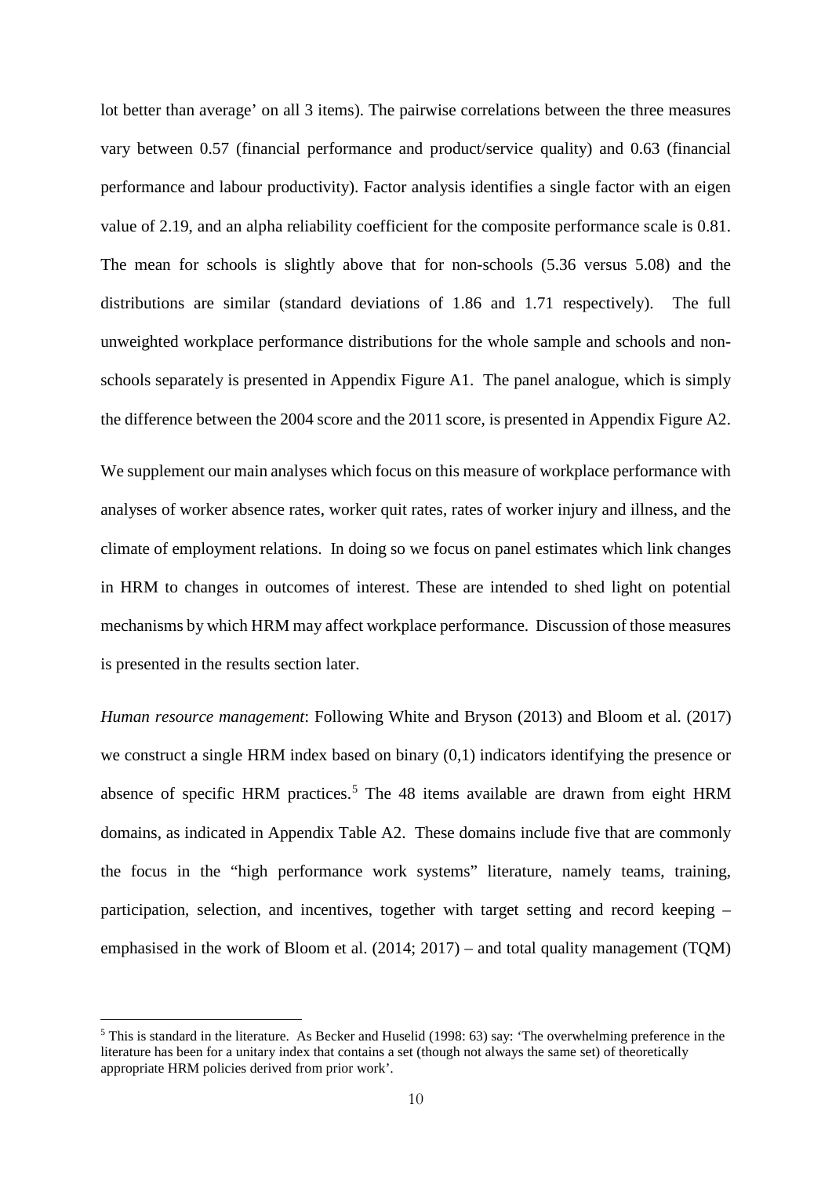lot better than average' on all 3 items). The pairwise correlations between the three measures vary between 0.57 (financial performance and product/service quality) and 0.63 (financial performance and labour productivity). Factor analysis identifies a single factor with an eigen value of 2.19, and an alpha reliability coefficient for the composite performance scale is 0.81. The mean for schools is slightly above that for non-schools (5.36 versus 5.08) and the distributions are similar (standard deviations of 1.86 and 1.71 respectively). The full unweighted workplace performance distributions for the whole sample and schools and non-schools separately is presented in Appendix Figure A1. The panel analogue, which is simply the difference between the 2004 score and the 2011 score, is presented in Appendix Figure A2.

We supplement our main analyses which focus on this measure of workplace performance with analyses of worker absence rates, worker quit rates, rates of worker injury and illness, and the climate of employment relations. In doing so we focus on panel estimates which link changes in HRM to changes in outcomes of interest. These are intended to shed light on potential mechanisms by which HRM may affect workplace performance. Discussion of those measures is presented in the results section later.

*Human resource management*: Following White and Bryson (2013) and Bloom et al. (2017) we construct a single HRM index based on binary (0,1) indicators identifying the presence or absence of specific HRM practices.[5] The 48 items available are drawn from eight HRM domains, as indicated in Appendix Table A2. These domains include five that are commonly the focus in the "high performance work systems" literature, namely teams, training, participation, selection, and incentives, together with target setting and record keeping – emphasised in the work of Bloom et al. (2014; 2017) – and total quality management (TQM)

[5] This is standard in the literature. As Becker and Huselid (1998: 63) say: 'The overwhelming preference in the literature has been for a unitary index that contains a set (though not always the same set) of theoretically appropriate HRM policies derived from prior work'.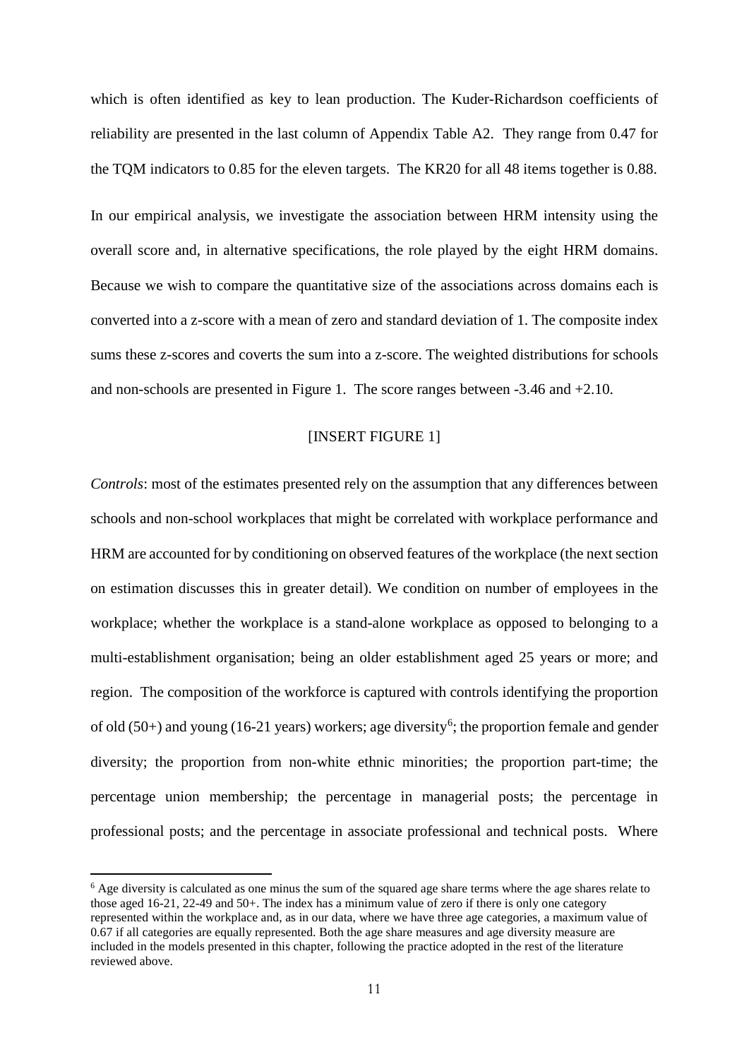which is often identified as key to lean production. The Kuder-Richardson coefficients of reliability are presented in the last column of Appendix Table A2. They range from 0.47 for the TQM indicators to 0.85 for the eleven targets. The KR20 for all 48 items together is 0.88.

In our empirical analysis, we investigate the association between HRM intensity using the overall score and, in alternative specifications, the role played by the eight HRM domains. Because we wish to compare the quantitative size of the associations across domains each is converted into a z-score with a mean of zero and standard deviation of 1. The composite index sums these z-scores and coverts the sum into a z-score. The weighted distributions for schools and non-schools are presented in Figure 1. The score ranges between -3.46 and +2.10.

[INSERT FIGURE 1]

*Controls*: most of the estimates presented rely on the assumption that any differences between schools and non-school workplaces that might be correlated with workplace performance and HRM are accounted for by conditioning on observed features of the workplace (the next section on estimation discusses this in greater detail). We condition on number of employees in the workplace; whether the workplace is a stand-alone workplace as opposed to belonging to a multi-establishment organisation; being an older establishment aged 25 years or more; and region. The composition of the workforce is captured with controls identifying the proportion of old (50+) and young (16-21 years) workers; age diversity[6]; the proportion female and gender diversity; the proportion from non-white ethnic minorities; the proportion part-time; the percentage union membership; the percentage in managerial posts; the percentage in professional posts; and the percentage in associate professional and technical posts. Where

[6] Age diversity is calculated as one minus the sum of the squared age share terms where the age shares relate to those aged 16-21, 22-49 and 50+. The index has a minimum value of zero if there is only one category represented within the workplace and, as in our data, where we have three age categories, a maximum value of 0.67 if all categories are equally represented. Both the age share measures and age diversity measure are included in the models presented in this chapter, following the practice adopted in the rest of the literature reviewed above.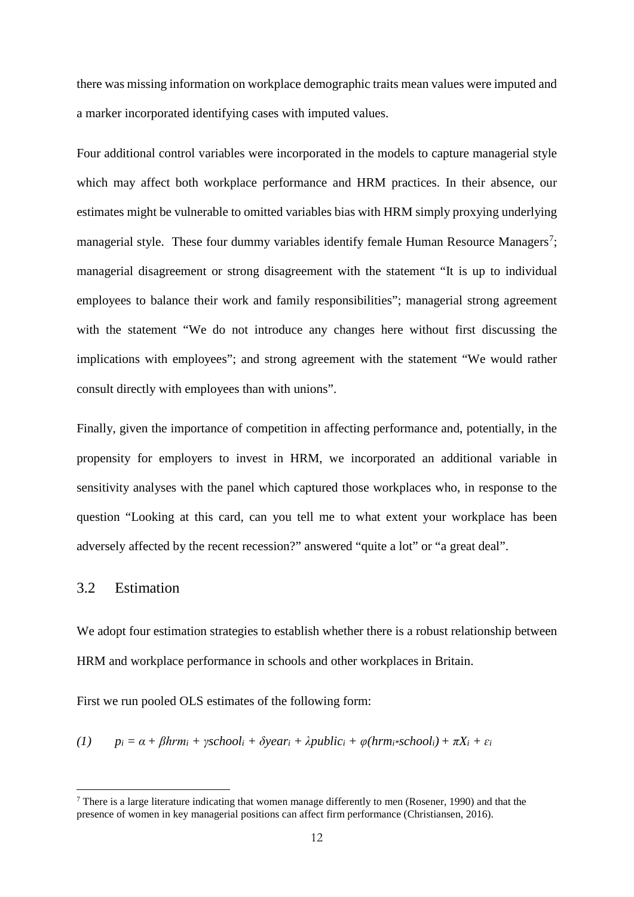there was missing information on workplace demographic traits mean values were imputed and a marker incorporated identifying cases with imputed values.

Four additional control variables were incorporated in the models to capture managerial style which may affect both workplace performance and HRM practices. In their absence, our estimates might be vulnerable to omitted variables bias with HRM simply proxying underlying managerial style. These four dummy variables identify female Human Resource Managers[7]; managerial disagreement or strong disagreement with the statement "It is up to individual employees to balance their work and family responsibilities"; managerial strong agreement with the statement "We do not introduce any changes here without first discussing the implications with employees"; and strong agreement with the statement "We would rather consult directly with employees than with unions".

Finally, given the importance of competition in affecting performance and, potentially, in the propensity for employers to invest in HRM, we incorporated an additional variable in sensitivity analyses with the panel which captured those workplaces who, in response to the question "Looking at this card, can you tell me to what extent your workplace has been adversely affected by the recent recession?" answered "quite a lot" or "a great deal".

## 3.2 Estimation

We adopt four estimation strategies to establish whether there is a robust relationship between HRM and workplace performance in schools and other workplaces in Britain.

First we run pooled OLS estimates of the following form:

$$(1) \qquad p_i = \alpha + \beta hrm_i + \gamma school_i + \delta year_i + \lambda public_i + \varphi(hrm_i * school_i) + \pi X_i + \varepsilon_i$$

[7] There is a large literature indicating that women manage differently to men (Rosener, 1990) and that the presence of women in key managerial positions can affect firm performance (Christiansen, 2016).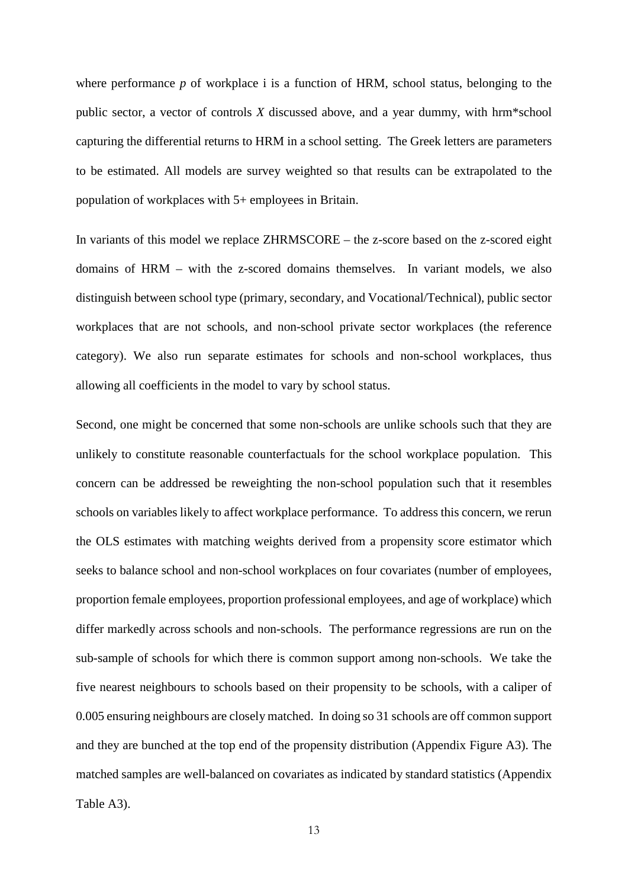where performance $p$ of workplace i is a function of HRM, school status, belonging to the public sector, a vector of controls $X$ discussed above, and a year dummy, with hrm*school capturing the differential returns to HRM in a school setting. The Greek letters are parameters to be estimated. All models are survey weighted so that results can be extrapolated to the population of workplaces with 5+ employees in Britain.

In variants of this model we replace ZHRMSCORE – the z-score based on the z-scored eight domains of HRM – with the z-scored domains themselves. In variant models, we also distinguish between school type (primary, secondary, and Vocational/Technical), public sector workplaces that are not schools, and non-school private sector workplaces (the reference category). We also run separate estimates for schools and non-school workplaces, thus allowing all coefficients in the model to vary by school status.

Second, one might be concerned that some non-schools are unlike schools such that they are unlikely to constitute reasonable counterfactuals for the school workplace population. This concern can be addressed be reweighting the non-school population such that it resembles schools on variables likely to affect workplace performance. To address this concern, we rerun the OLS estimates with matching weights derived from a propensity score estimator which seeks to balance school and non-school workplaces on four covariates (number of employees, proportion female employees, proportion professional employees, and age of workplace) which differ markedly across schools and non-schools. The performance regressions are run on the sub-sample of schools for which there is common support among non-schools. We take the five nearest neighbours to schools based on their propensity to be schools, with a caliper of 0.005 ensuring neighbours are closely matched. In doing so 31 schools are off common support and they are bunched at the top end of the propensity distribution (Appendix Figure A3). The matched samples are well-balanced on covariates as indicated by standard statistics (Appendix Table A3).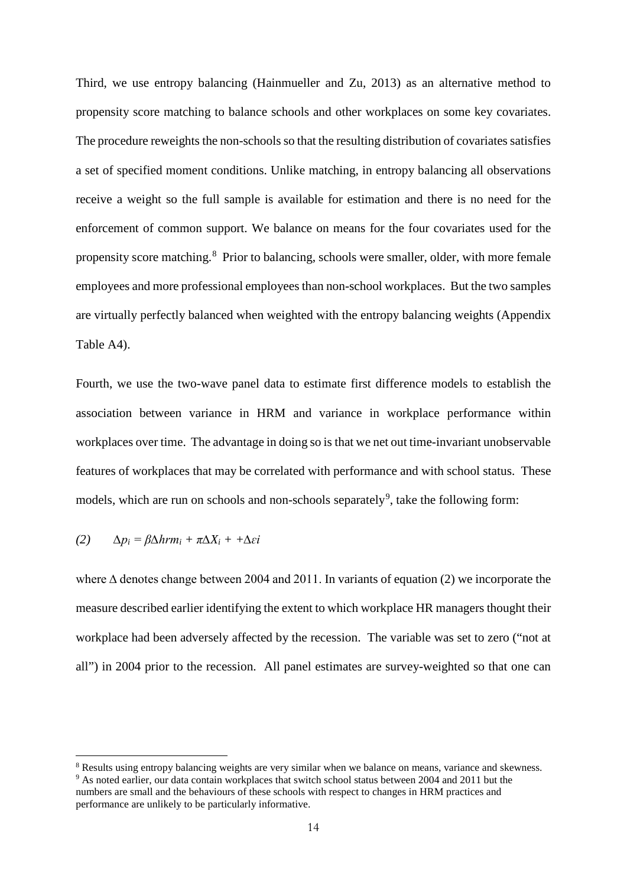Third, we use entropy balancing (Hainmueller and Zu, 2013) as an alternative method to propensity score matching to balance schools and other workplaces on some key covariates. The procedure reweights the non-schools so that the resulting distribution of covariates satisfies a set of specified moment conditions. Unlike matching, in entropy balancing all observations receive a weight so the full sample is available for estimation and there is no need for the enforcement of common support. We balance on means for the four covariates used for the propensity score matching.[8] Prior to balancing, schools were smaller, older, with more female employees and more professional employees than non-school workplaces. But the two samples are virtually perfectly balanced when weighted with the entropy balancing weights (Appendix Table A4).

Fourth, we use the two-wave panel data to estimate first difference models to establish the association between variance in HRM and variance in workplace performance within workplaces over time. The advantage in doing so is that we net out time-invariant unobservable features of workplaces that may be correlated with performance and with school status. These models, which are run on schools and non-schools separately[9], take the following form:

$$(2) \qquad \Delta p_i = \beta \Delta hrm_i + \pi \Delta X_i + +\Delta \varepsilon i$$

where $\Delta$ denotes change between 2004 and 2011. In variants of equation (2) we incorporate the measure described earlier identifying the extent to which workplace HR managers thought their workplace had been adversely affected by the recession. The variable was set to zero ("not at all") in 2004 prior to the recession. All panel estimates are survey-weighted so that one can

---

[8] Results using entropy balancing weights are very similar when we balance on means, variance and skewness.

[9] As noted earlier, our data contain workplaces that switch school status between 2004 and 2011 but the numbers are small and the behaviours of these schools with respect to changes in HRM practices and performance are unlikely to be particularly informative.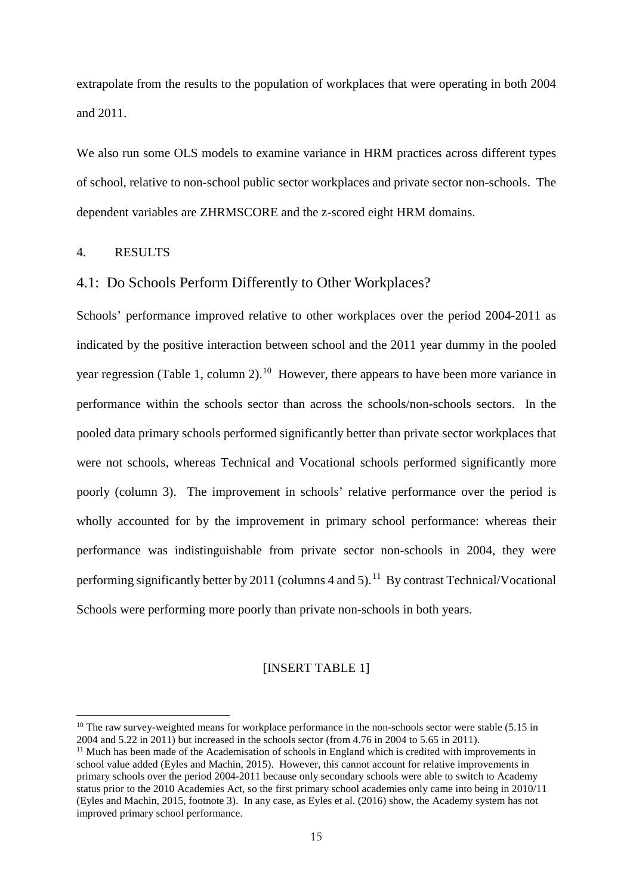extrapolate from the results to the population of workplaces that were operating in both 2004 and 2011.

We also run some OLS models to examine variance in HRM practices across different types of school, relative to non-school public sector workplaces and private sector non-schools. The dependent variables are ZHRMSCORE and the z-scored eight HRM domains.

## 4. RESULTS

### 4.1: Do Schools Perform Differently to Other Workplaces?

Schools' performance improved relative to other workplaces over the period 2004-2011 as indicated by the positive interaction between school and the 2011 year dummy in the pooled year regression (Table 1, column 2).[10] However, there appears to have been more variance in performance within the schools sector than across the schools/non-schools sectors. In the pooled data primary schools performed significantly better than private sector workplaces that were not schools, whereas Technical and Vocational schools performed significantly more poorly (column 3). The improvement in schools' relative performance over the period is wholly accounted for by the improvement in primary school performance: whereas their performance was indistinguishable from private sector non-schools in 2004, they were performing significantly better by 2011 (columns 4 and 5).[11] By contrast Technical/Vocational Schools were performing more poorly than private non-schools in both years.

[INSERT TABLE 1]

---

[10] The raw survey-weighted means for workplace performance in the non-schools sector were stable (5.15 in 2004 and 5.22 in 2011) but increased in the schools sector (from 4.76 in 2004 to 5.65 in 2011).

[11] Much has been made of the Academisation of schools in England which is credited with improvements in school value added (Eyles and Machin, 2015). However, this cannot account for relative improvements in primary schools over the period 2004-2011 because only secondary schools were able to switch to Academy status prior to the 2010 Academies Act, so the first primary school academies only came into being in 2010/11 (Eyles and Machin, 2015, footnote 3). In any case, as Eyles et al. (2016) show, the Academy system has not improved primary school performance.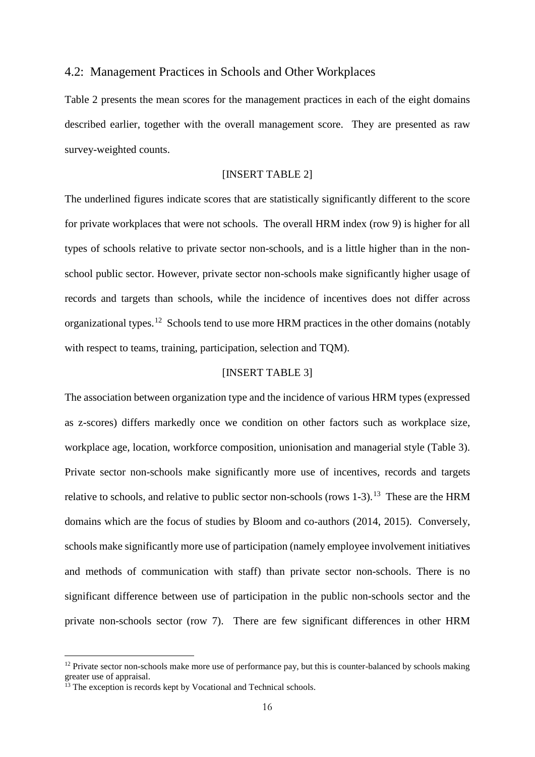## 4.2: Management Practices in Schools and Other Workplaces

Table 2 presents the mean scores for the management practices in each of the eight domains described earlier, together with the overall management score. They are presented as raw survey-weighted counts.

[INSERT TABLE 2]

The underlined figures indicate scores that are statistically significantly different to the score for private workplaces that were not schools. The overall HRM index (row 9) is higher for all types of schools relative to private sector non-schools, and is a little higher than in the non-school public sector. However, private sector non-schools make significantly higher usage of records and targets than schools, while the incidence of incentives does not differ across organizational types.[12] Schools tend to use more HRM practices in the other domains (notably with respect to teams, training, participation, selection and TQM).

[INSERT TABLE 3]

The association between organization type and the incidence of various HRM types (expressed as z-scores) differs markedly once we condition on other factors such as workplace size, workplace age, location, workforce composition, unionisation and managerial style (Table 3). Private sector non-schools make significantly more use of incentives, records and targets relative to schools, and relative to public sector non-schools (rows 1-3).[13] These are the HRM domains which are the focus of studies by Bloom and co-authors (2014, 2015). Conversely, schools make significantly more use of participation (namely employee involvement initiatives and methods of communication with staff) than private sector non-schools. There is no significant difference between use of participation in the public non-schools sector and the private non-schools sector (row 7). There are few significant differences in other HRM

[12] Private sector non-schools make more use of performance pay, but this is counter-balanced by schools making greater use of appraisal.

[13] The exception is records kept by Vocational and Technical schools.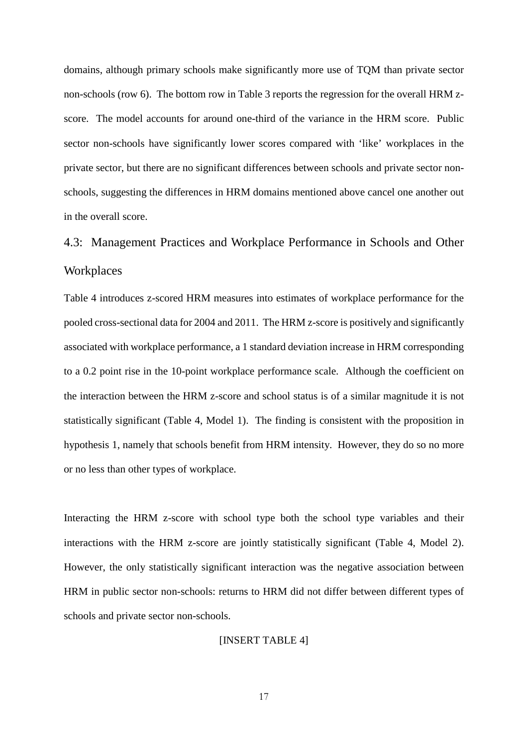domains, although primary schools make significantly more use of TQM than private sector non-schools (row 6). The bottom row in Table 3 reports the regression for the overall HRM z-score. The model accounts for around one-third of the variance in the HRM score. Public sector non-schools have significantly lower scores compared with 'like' workplaces in the private sector, but there are no significant differences between schools and private sector non-schools, suggesting the differences in HRM domains mentioned above cancel one another out in the overall score.

### 4.3: Management Practices and Workplace Performance in Schools and Other Workplaces

Table 4 introduces z-scored HRM measures into estimates of workplace performance for the pooled cross-sectional data for 2004 and 2011. The HRM z-score is positively and significantly associated with workplace performance, a 1 standard deviation increase in HRM corresponding to a 0.2 point rise in the 10-point workplace performance scale. Although the coefficient on the interaction between the HRM z-score and school status is of a similar magnitude it is not statistically significant (Table 4, Model 1). The finding is consistent with the proposition in hypothesis 1, namely that schools benefit from HRM intensity. However, they do so no more or no less than other types of workplace.

Interacting the HRM z-score with school type both the school type variables and their interactions with the HRM z-score are jointly statistically significant (Table 4, Model 2). However, the only statistically significant interaction was the negative association between HRM in public sector non-schools: returns to HRM did not differ between different types of schools and private sector non-schools.

[INSERT TABLE 4]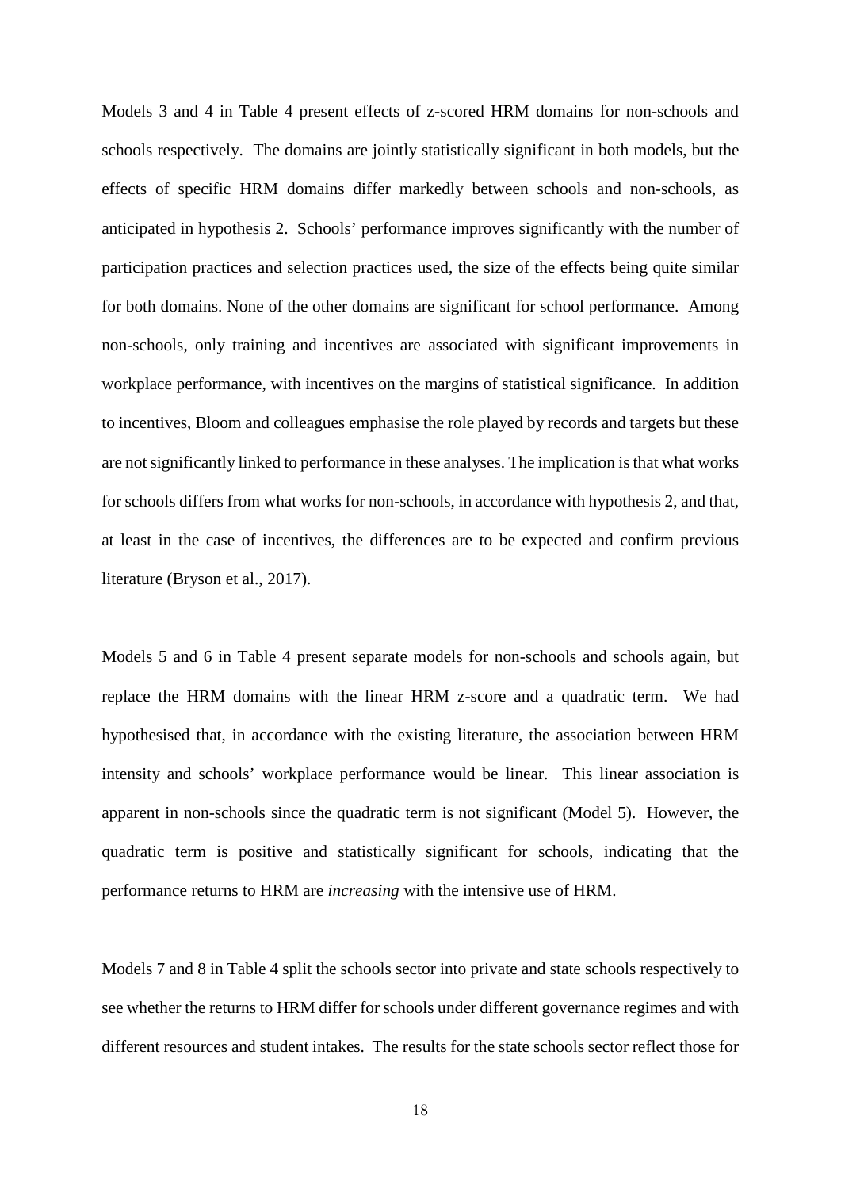Models 3 and 4 in Table 4 present effects of z-scored HRM domains for non-schools and schools respectively. The domains are jointly statistically significant in both models, but the effects of specific HRM domains differ markedly between schools and non-schools, as anticipated in hypothesis 2. Schools' performance improves significantly with the number of participation practices and selection practices used, the size of the effects being quite similar for both domains. None of the other domains are significant for school performance. Among non-schools, only training and incentives are associated with significant improvements in workplace performance, with incentives on the margins of statistical significance. In addition to incentives, Bloom and colleagues emphasise the role played by records and targets but these are not significantly linked to performance in these analyses. The implication is that what works for schools differs from what works for non-schools, in accordance with hypothesis 2, and that, at least in the case of incentives, the differences are to be expected and confirm previous literature (Bryson et al., 2017).

Models 5 and 6 in Table 4 present separate models for non-schools and schools again, but replace the HRM domains with the linear HRM z-score and a quadratic term. We had hypothesised that, in accordance with the existing literature, the association between HRM intensity and schools' workplace performance would be linear. This linear association is apparent in non-schools since the quadratic term is not significant (Model 5). However, the quadratic term is positive and statistically significant for schools, indicating that the performance returns to HRM are *increasing* with the intensive use of HRM.

Models 7 and 8 in Table 4 split the schools sector into private and state schools respectively to see whether the returns to HRM differ for schools under different governance regimes and with different resources and student intakes. The results for the state schools sector reflect those for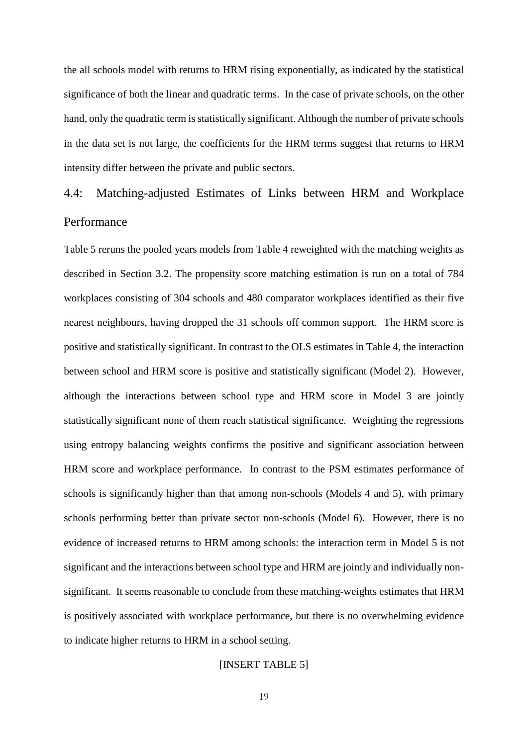the all schools model with returns to HRM rising exponentially, as indicated by the statistical significance of both the linear and quadratic terms. In the case of private schools, on the other hand, only the quadratic term is statistically significant. Although the number of private schools in the data set is not large, the coefficients for the HRM terms suggest that returns to HRM intensity differ between the private and public sectors.

## 4.4: Matching-adjusted Estimates of Links between HRM and Workplace Performance

Table 5 reruns the pooled years models from Table 4 reweighted with the matching weights as described in Section 3.2. The propensity score matching estimation is run on a total of 784 workplaces consisting of 304 schools and 480 comparator workplaces identified as their five nearest neighbours, having dropped the 31 schools off common support. The HRM score is positive and statistically significant. In contrast to the OLS estimates in Table 4, the interaction between school and HRM score is positive and statistically significant (Model 2). However, although the interactions between school type and HRM score in Model 3 are jointly statistically significant none of them reach statistical significance. Weighting the regressions using entropy balancing weights confirms the positive and significant association between HRM score and workplace performance. In contrast to the PSM estimates performance of schools is significantly higher than that among non-schools (Models 4 and 5), with primary schools performing better than private sector non-schools (Model 6). However, there is no evidence of increased returns to HRM among schools: the interaction term in Model 5 is not significant and the interactions between school type and HRM are jointly and individually non-significant. It seems reasonable to conclude from these matching-weights estimates that HRM is positively associated with workplace performance, but there is no overwhelming evidence to indicate higher returns to HRM in a school setting.

[INSERT TABLE 5]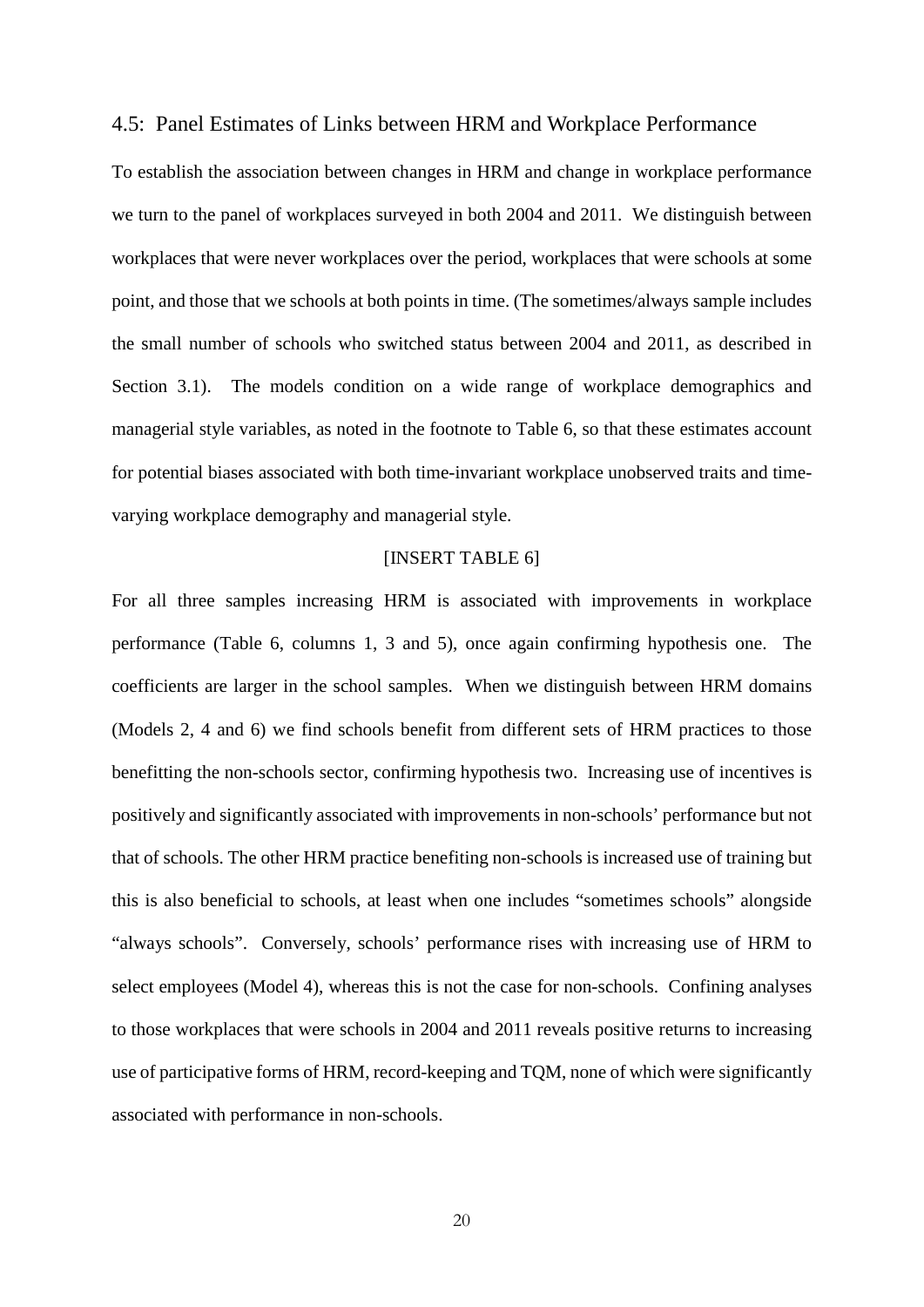## 4.5: Panel Estimates of Links between HRM and Workplace Performance

To establish the association between changes in HRM and change in workplace performance we turn to the panel of workplaces surveyed in both 2004 and 2011. We distinguish between workplaces that were never workplaces over the period, workplaces that were schools at some point, and those that we schools at both points in time. (The sometimes/always sample includes the small number of schools who switched status between 2004 and 2011, as described in Section 3.1). The models condition on a wide range of workplace demographics and managerial style variables, as noted in the footnote to Table 6, so that these estimates account for potential biases associated with both time-invariant workplace unobserved traits and time-varying workplace demography and managerial style.

[INSERT TABLE 6]

For all three samples increasing HRM is associated with improvements in workplace performance (Table 6, columns 1, 3 and 5), once again confirming hypothesis one. The coefficients are larger in the school samples. When we distinguish between HRM domains (Models 2, 4 and 6) we find schools benefit from different sets of HRM practices to those benefitting the non-schools sector, confirming hypothesis two. Increasing use of incentives is positively and significantly associated with improvements in non-schools' performance but not that of schools. The other HRM practice benefiting non-schools is increased use of training but this is also beneficial to schools, at least when one includes "sometimes schools" alongside "always schools". Conversely, schools' performance rises with increasing use of HRM to select employees (Model 4), whereas this is not the case for non-schools. Confining analyses to those workplaces that were schools in 2004 and 2011 reveals positive returns to increasing use of participative forms of HRM, record-keeping and TQM, none of which were significantly associated with performance in non-schools.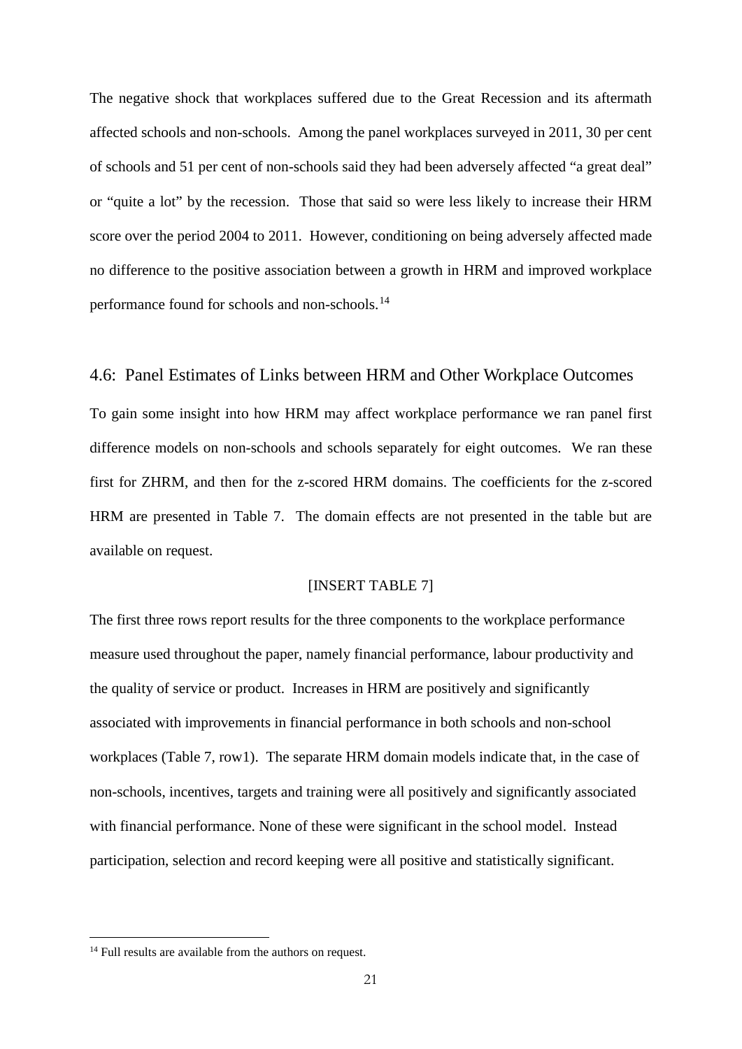The negative shock that workplaces suffered due to the Great Recession and its aftermath affected schools and non-schools. Among the panel workplaces surveyed in 2011, 30 per cent of schools and 51 per cent of non-schools said they had been adversely affected "a great deal" or "quite a lot" by the recession. Those that said so were less likely to increase their HRM score over the period 2004 to 2011. However, conditioning on being adversely affected made no difference to the positive association between a growth in HRM and improved workplace performance found for schools and non-schools.[14]

## 4.6: Panel Estimates of Links between HRM and Other Workplace Outcomes

To gain some insight into how HRM may affect workplace performance we ran panel first difference models on non-schools and schools separately for eight outcomes. We ran these first for ZHRM, and then for the z-scored HRM domains. The coefficients for the z-scored HRM are presented in Table 7. The domain effects are not presented in the table but are available on request.

[INSERT TABLE 7]

The first three rows report results for the three components to the workplace performance measure used throughout the paper, namely financial performance, labour productivity and the quality of service or product. Increases in HRM are positively and significantly associated with improvements in financial performance in both schools and non-school workplaces (Table 7, row1). The separate HRM domain models indicate that, in the case of non-schools, incentives, targets and training were all positively and significantly associated with financial performance. None of these were significant in the school model. Instead participation, selection and record keeping were all positive and statistically significant.

[14] Full results are available from the authors on request.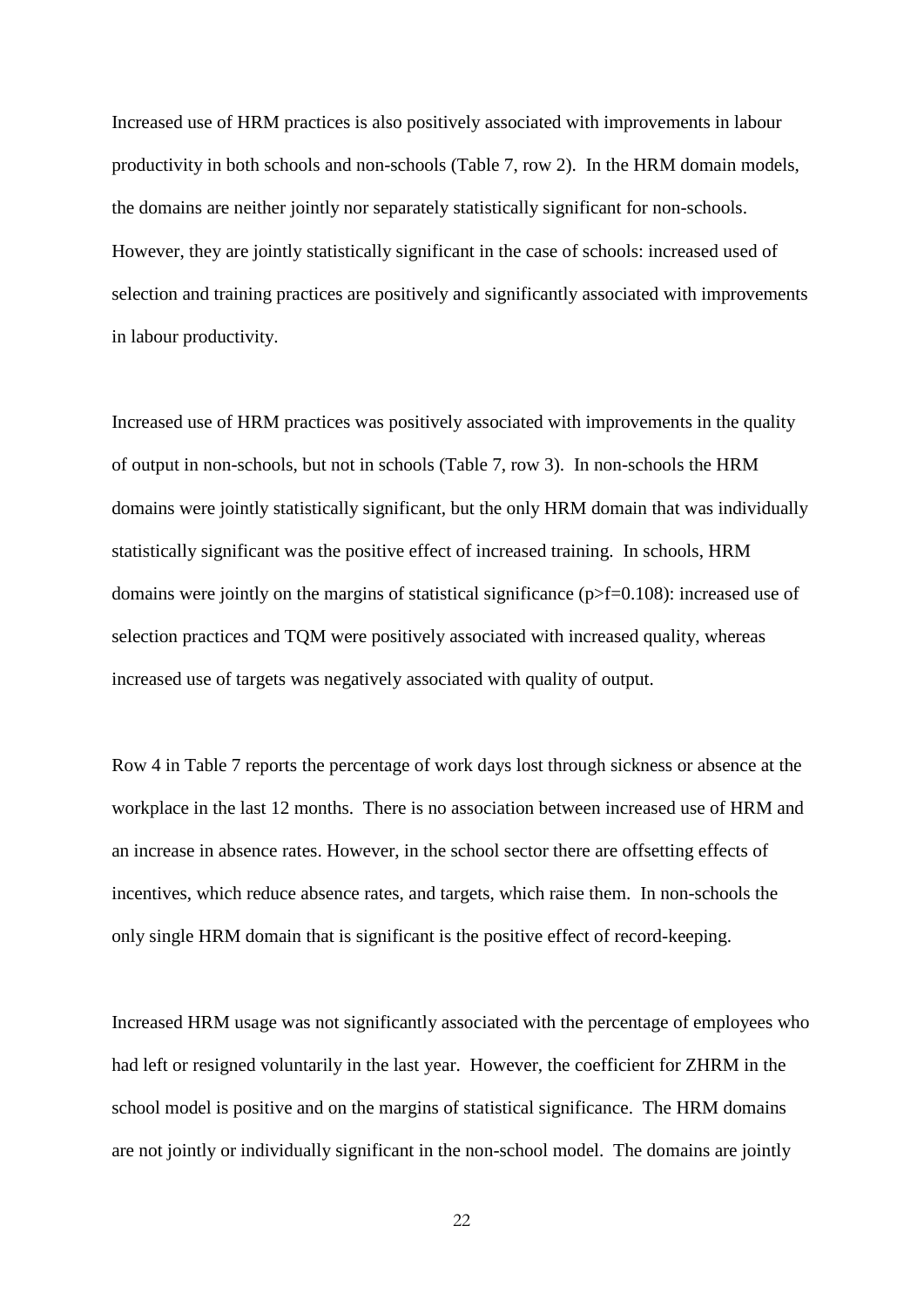Increased use of HRM practices is also positively associated with improvements in labour productivity in both schools and non-schools (Table 7, row 2). In the HRM domain models, the domains are neither jointly nor separately statistically significant for non-schools. However, they are jointly statistically significant in the case of schools: increased used of selection and training practices are positively and significantly associated with improvements in labour productivity.

Increased use of HRM practices was positively associated with improvements in the quality of output in non-schools, but not in schools (Table 7, row 3). In non-schools the HRM domains were jointly statistically significant, but the only HRM domain that was individually statistically significant was the positive effect of increased training. In schools, HRM domains were jointly on the margins of statistical significance ($p>f=0.108$): increased use of selection practices and TQM were positively associated with increased quality, whereas increased use of targets was negatively associated with quality of output.

Row 4 in Table 7 reports the percentage of work days lost through sickness or absence at the workplace in the last 12 months. There is no association between increased use of HRM and an increase in absence rates. However, in the school sector there are offsetting effects of incentives, which reduce absence rates, and targets, which raise them. In non-schools the only single HRM domain that is significant is the positive effect of record-keeping.

Increased HRM usage was not significantly associated with the percentage of employees who had left or resigned voluntarily in the last year. However, the coefficient for ZHRM in the school model is positive and on the margins of statistical significance. The HRM domains are not jointly or individually significant in the non-school model. The domains are jointly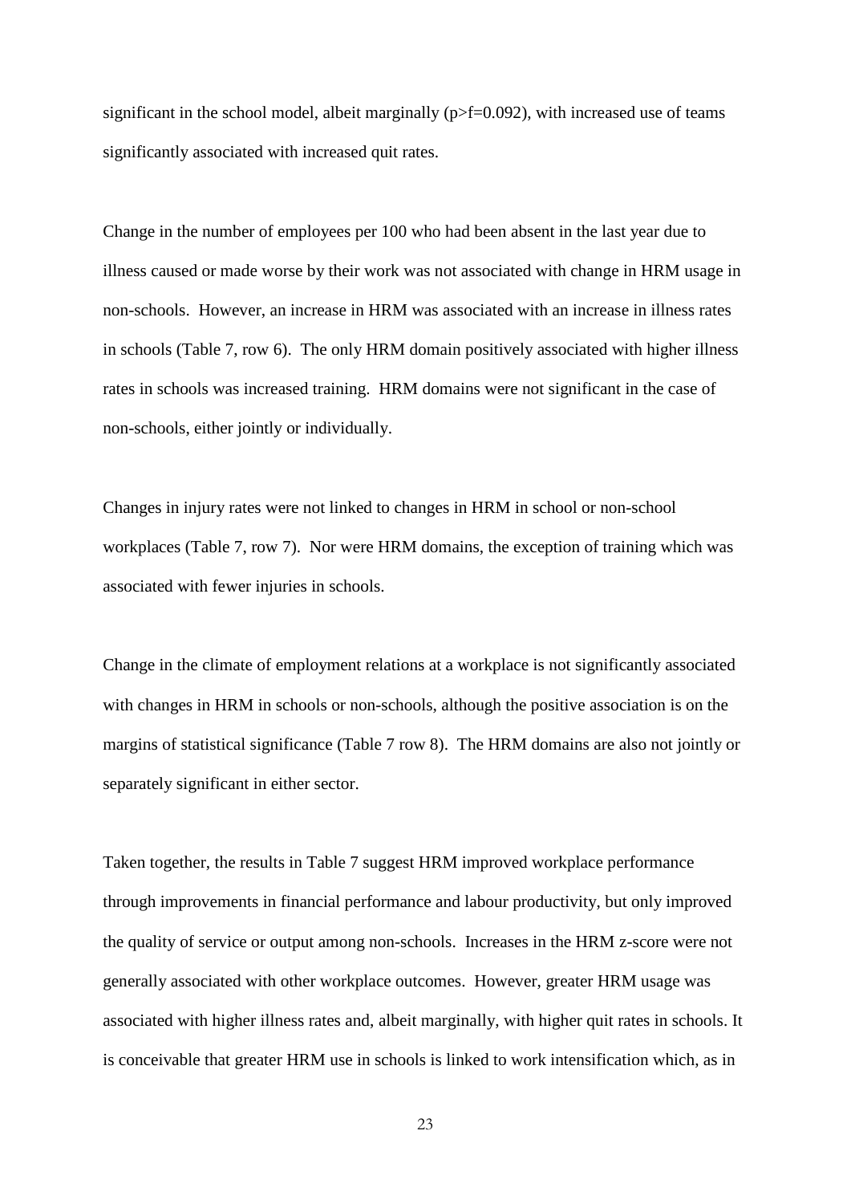significant in the school model, albeit marginally (p>f=0.092), with increased use of teams significantly associated with increased quit rates.

Change in the number of employees per 100 who had been absent in the last year due to illness caused or made worse by their work was not associated with change in HRM usage in non-schools. However, an increase in HRM was associated with an increase in illness rates in schools (Table 7, row 6). The only HRM domain positively associated with higher illness rates in schools was increased training. HRM domains were not significant in the case of non-schools, either jointly or individually.

Changes in injury rates were not linked to changes in HRM in school or non-school workplaces (Table 7, row 7). Nor were HRM domains, the exception of training which was associated with fewer injuries in schools.

Change in the climate of employment relations at a workplace is not significantly associated with changes in HRM in schools or non-schools, although the positive association is on the margins of statistical significance (Table 7 row 8). The HRM domains are also not jointly or separately significant in either sector.

Taken together, the results in Table 7 suggest HRM improved workplace performance through improvements in financial performance and labour productivity, but only improved the quality of service or output among non-schools. Increases in the HRM z-score were not generally associated with other workplace outcomes. However, greater HRM usage was associated with higher illness rates and, albeit marginally, with higher quit rates in schools. It is conceivable that greater HRM use in schools is linked to work intensification which, as in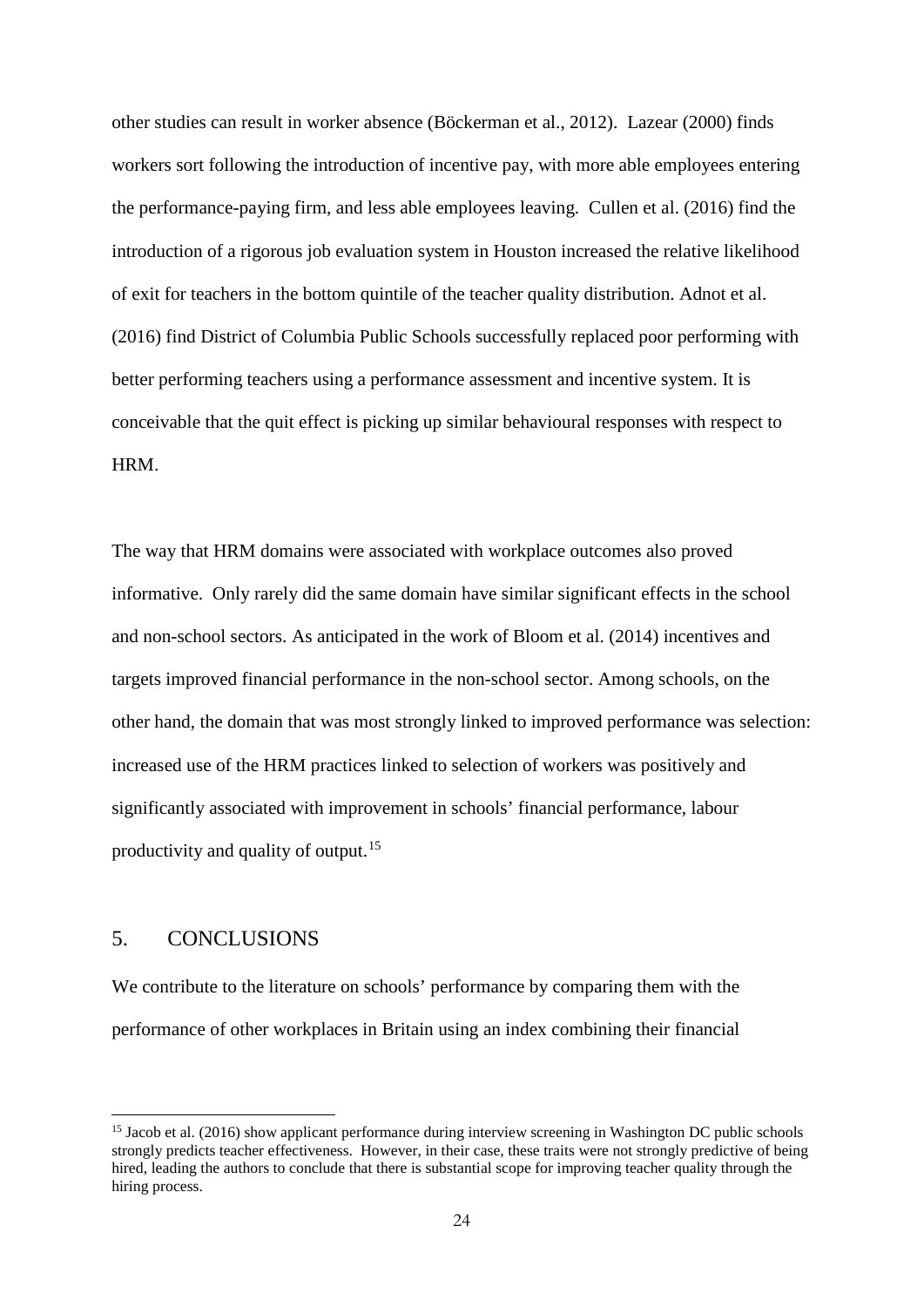other studies can result in worker absence (Böckerman et al., 2012). Lazear (2000) finds workers sort following the introduction of incentive pay, with more able employees entering the performance-paying firm, and less able employees leaving. Cullen et al. (2016) find the introduction of a rigorous job evaluation system in Houston increased the relative likelihood of exit for teachers in the bottom quintile of the teacher quality distribution. Adnot et al. (2016) find District of Columbia Public Schools successfully replaced poor performing with better performing teachers using a performance assessment and incentive system. It is conceivable that the quit effect is picking up similar behavioural responses with respect to HRM.

The way that HRM domains were associated with workplace outcomes also proved informative. Only rarely did the same domain have similar significant effects in the school and non-school sectors. As anticipated in the work of Bloom et al. (2014) incentives and targets improved financial performance in the non-school sector. Among schools, on the other hand, the domain that was most strongly linked to improved performance was selection: increased use of the HRM practices linked to selection of workers was positively and significantly associated with improvement in schools' financial performance, labour productivity and quality of output.[15]

## 5. CONCLUSIONS

We contribute to the literature on schools' performance by comparing them with the performance of other workplaces in Britain using an index combining their financial

[15] Jacob et al. (2016) show applicant performance during interview screening in Washington DC public schools strongly predicts teacher effectiveness. However, in their case, these traits were not strongly predictive of being hired, leading the authors to conclude that there is substantial scope for improving teacher quality through the hiring process.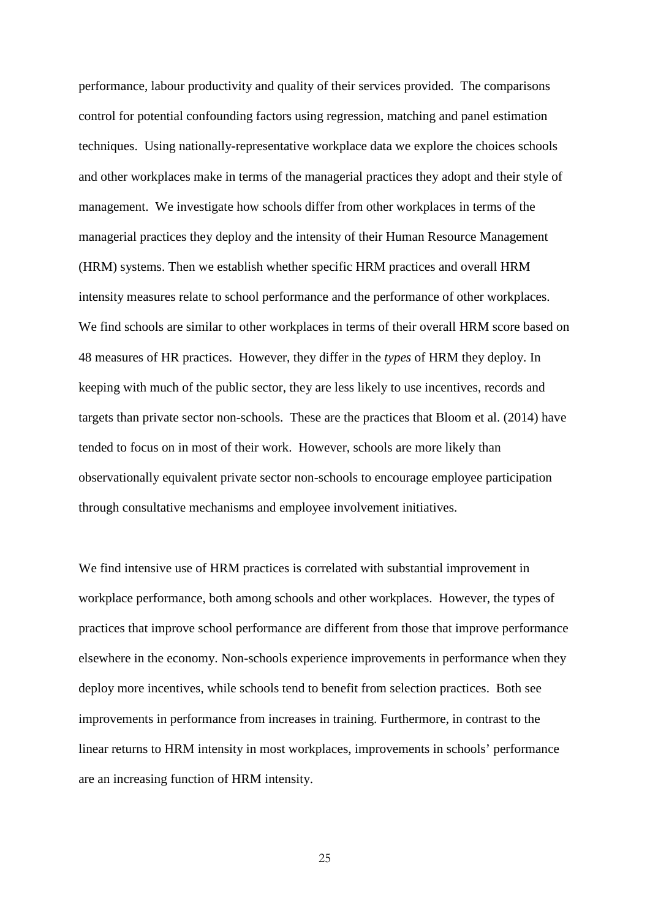performance, labour productivity and quality of their services provided. The comparisons control for potential confounding factors using regression, matching and panel estimation techniques. Using nationally-representative workplace data we explore the choices schools and other workplaces make in terms of the managerial practices they adopt and their style of management. We investigate how schools differ from other workplaces in terms of the managerial practices they deploy and the intensity of their Human Resource Management (HRM) systems. Then we establish whether specific HRM practices and overall HRM intensity measures relate to school performance and the performance of other workplaces. We find schools are similar to other workplaces in terms of their overall HRM score based on 48 measures of HR practices. However, they differ in the *types* of HRM they deploy. In keeping with much of the public sector, they are less likely to use incentives, records and targets than private sector non-schools. These are the practices that Bloom et al. (2014) have tended to focus on in most of their work. However, schools are more likely than observationally equivalent private sector non-schools to encourage employee participation through consultative mechanisms and employee involvement initiatives.

We find intensive use of HRM practices is correlated with substantial improvement in workplace performance, both among schools and other workplaces. However, the types of practices that improve school performance are different from those that improve performance elsewhere in the economy. Non-schools experience improvements in performance when they deploy more incentives, while schools tend to benefit from selection practices. Both see improvements in performance from increases in training. Furthermore, in contrast to the linear returns to HRM intensity in most workplaces, improvements in schools' performance are an increasing function of HRM intensity.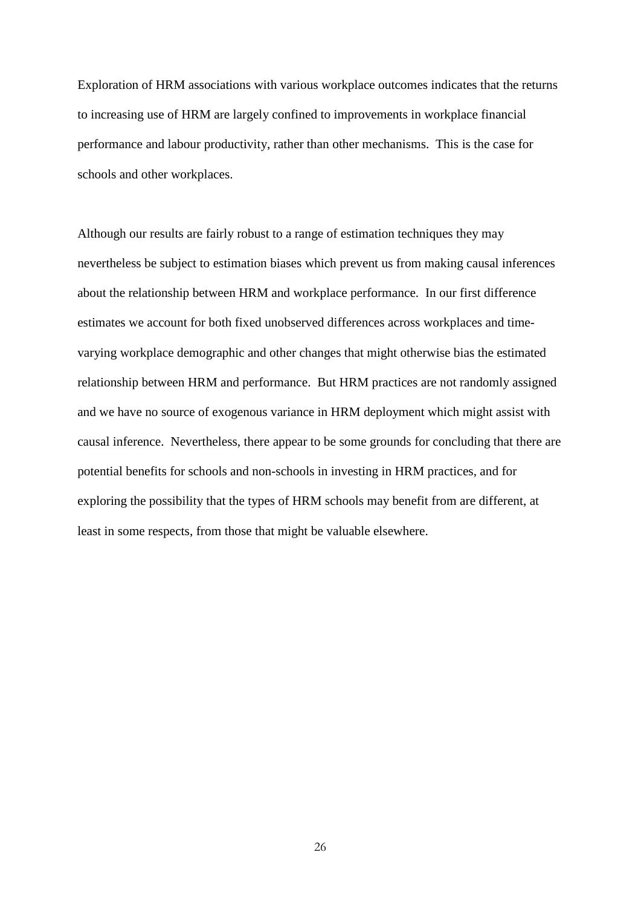Exploration of HRM associations with various workplace outcomes indicates that the returns to increasing use of HRM are largely confined to improvements in workplace financial performance and labour productivity, rather than other mechanisms. This is the case for schools and other workplaces.

Although our results are fairly robust to a range of estimation techniques they may nevertheless be subject to estimation biases which prevent us from making causal inferences about the relationship between HRM and workplace performance. In our first difference estimates we account for both fixed unobserved differences across workplaces and time-varying workplace demographic and other changes that might otherwise bias the estimated relationship between HRM and performance. But HRM practices are not randomly assigned and we have no source of exogenous variance in HRM deployment which might assist with causal inference. Nevertheless, there appear to be some grounds for concluding that there are potential benefits for schools and non-schools in investing in HRM practices, and for exploring the possibility that the types of HRM schools may benefit from are different, at least in some respects, from those that might be valuable elsewhere.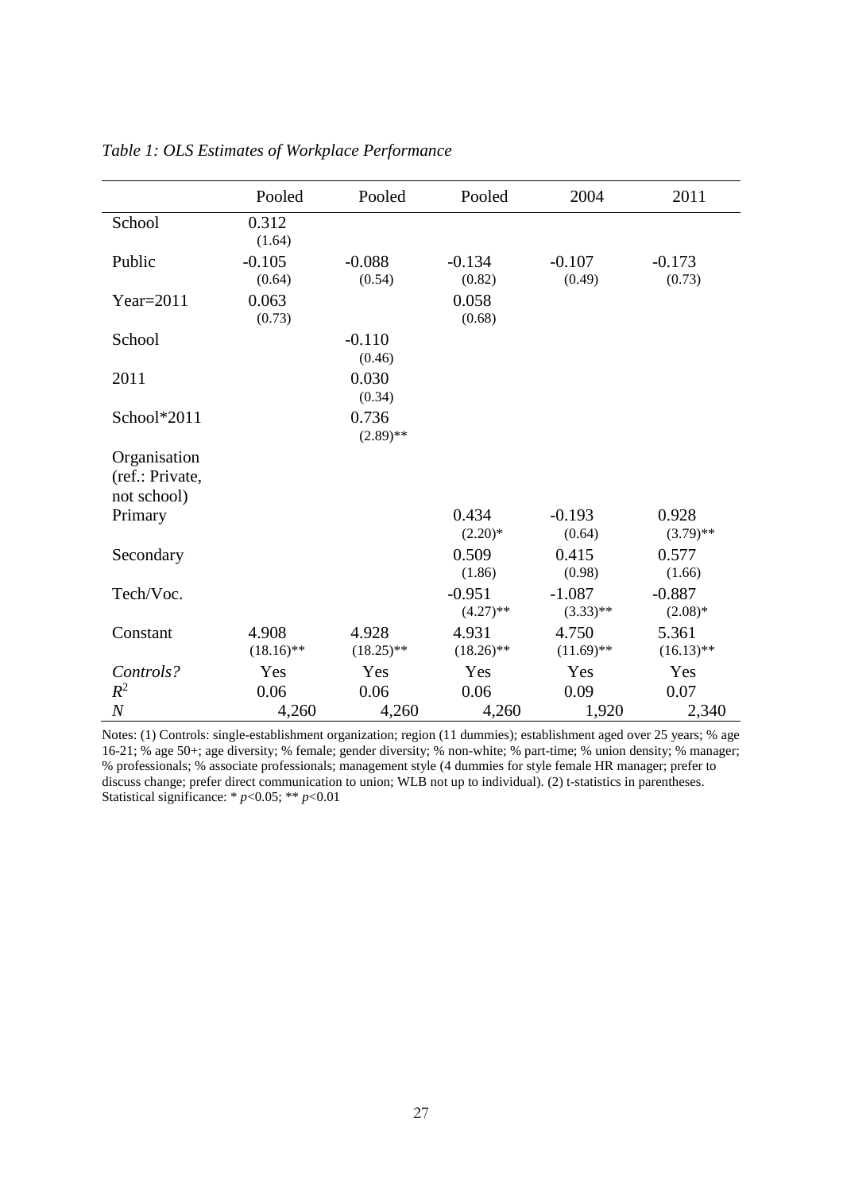*Table 1: OLS Estimates of Workplace Performance*

| | Pooled | Pooled | Pooled | 2004 | 2011 |
|---|---|---|---|---|---|
| School | 0.312 (1.64) | | | | |
| Public | -0.105 (0.64) | -0.088 (0.54) | -0.134 (0.82) | -0.107 (0.49) | -0.173 (0.73) |
| Year=2011 | 0.063 (0.73) | | 0.058 (0.68) | | |
| School | | -0.110 (0.46) | | | |
| 2011 | | 0.030 (0.34) | | | |
| School*2011 | | 0.736 (2.89)** | | | |
| Organisation (ref.: Private, not school) | | | | | |
| Primary | | | 0.434 (2.20)* | -0.193 (0.64) | 0.928 (3.79)** |
| Secondary | | | 0.509 (1.86) | 0.415 (0.98) | 0.577 (1.66) |
| Tech/Voc. | | | -0.951 (4.27)** | -1.087 (3.33)** | -0.887 (2.08)* |
| Constant | 4.908 (18.16)** | 4.928 (18.25)** | 4.931 (18.26)** | 4.750 (11.69)** | 5.361 (16.13)** |
| *Controls?* | Yes | Yes | Yes | Yes | Yes |
| $R^2$ | 0.06 | 0.06 | 0.06 | 0.09 | 0.07 |
| $N$ | 4,260 | 4,260 | 4,260 | 1,920 | 2,340 |

Notes: (1) Controls: single-establishment organization; region (11 dummies); establishment aged over 25 years; % age 16-21; % age 50+; age diversity; % female; gender diversity; % non-white; % part-time; % union density; % manager; % professionals; % associate professionals; management style (4 dummies for style female HR manager; prefer to discuss change; prefer direct communication to union; WLB not up to individual). (2) t-statistics in parentheses. Statistical significance: * $p<0.05$; ** $p<0.01$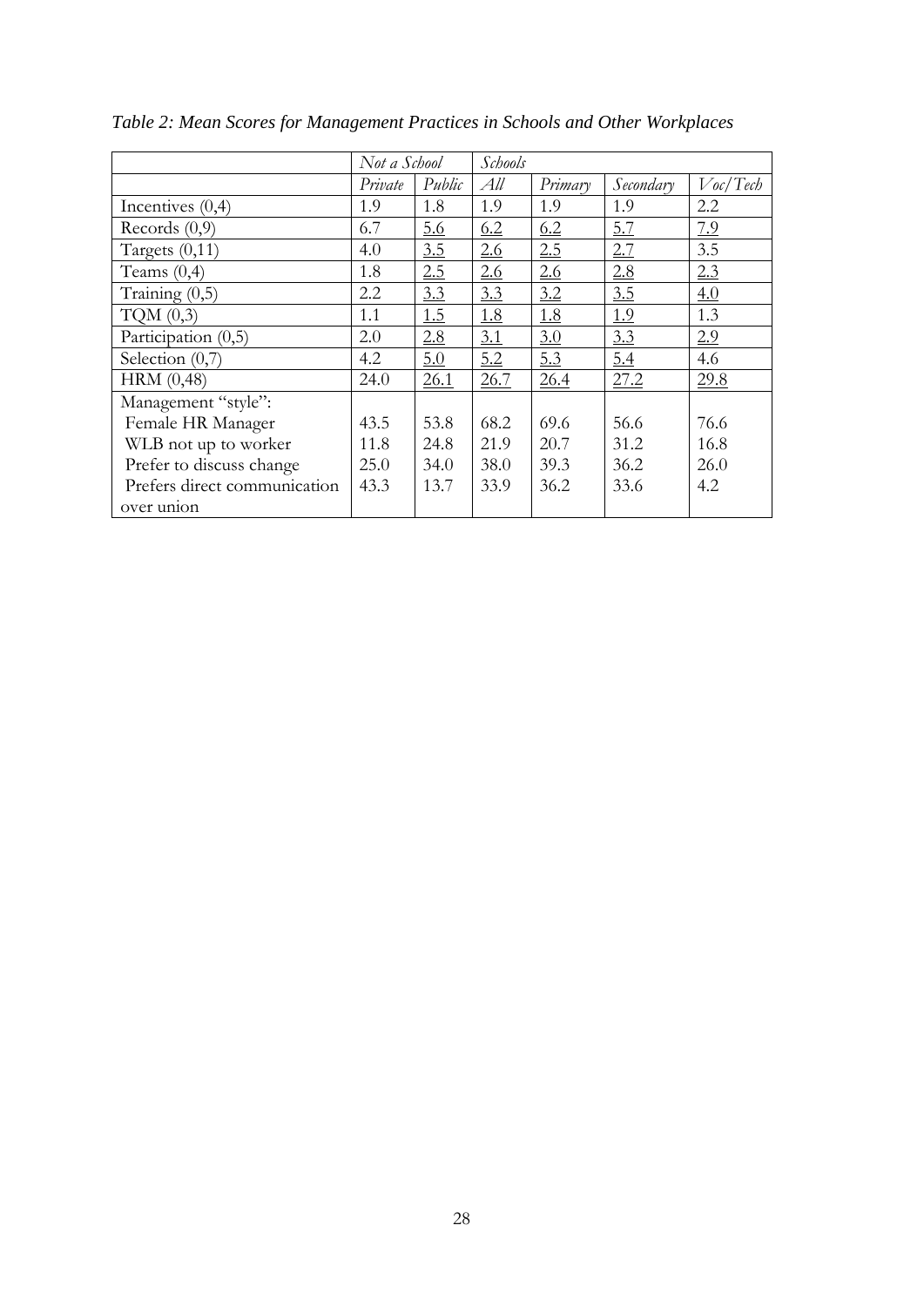*Table 2: Mean Scores for Management Practices in Schools and Other Workplaces*

| | *Not a School* | | *Schools* | | | |
|---|---|---|---|---|---|---|
| | *Private* | *Public* | *All* | *Primary* | *Secondary* | *Voc/Tech* |
| Incentives (0,4) | 1.9 | 1.8 | 1.9 | 1.9 | 1.9 | 2.2 |
| Records (0,9) | 6.7 | <u>5.6</u> | <u>6.2</u> | <u>6.2</u> | <u>5.7</u> | <u>7.9</u> |
| Targets (0,11) | 4.0 | <u>3.5</u> | <u>2.6</u> | <u>2.5</u> | <u>2.7</u> | 3.5 |
| Teams (0,4) | 1.8 | <u>2.5</u> | <u>2.6</u> | <u>2.6</u> | <u>2.8</u> | <u>2.3</u> |
| Training (0,5) | 2.2 | <u>3.3</u> | <u>3.3</u> | <u>3.2</u> | <u>3.5</u> | <u>4.0</u> |
| TQM (0,3) | 1.1 | <u>1.5</u> | <u>1.8</u> | <u>1.8</u> | <u>1.9</u> | 1.3 |
| Participation (0,5) | 2.0 | <u>2.8</u> | <u>3.1</u> | <u>3.0</u> | <u>3.3</u> | <u>2.9</u> |
| Selection (0,7) | 4.2 | <u>5.0</u> | <u>5.2</u> | <u>5.3</u> | <u>5.4</u> | 4.6 |
| HRM (0,48) | 24.0 | <u>26.1</u> | <u>26.7</u> | <u>26.4</u> | <u>27.2</u> | <u>29.8</u> |
| Management "style": | | | | | | |
| Female HR Manager | 43.5 | 53.8 | 68.2 | 69.6 | 56.6 | 76.6 |
| WLB not up to worker | 11.8 | 24.8 | 21.9 | 20.7 | 31.2 | 16.8 |
| Prefer to discuss change | 25.0 | 34.0 | 38.0 | 39.3 | 36.2 | 26.0 |
| Prefers direct communication over union | 43.3 | 13.7 | 33.9 | 36.2 | 33.6 | 4.2 |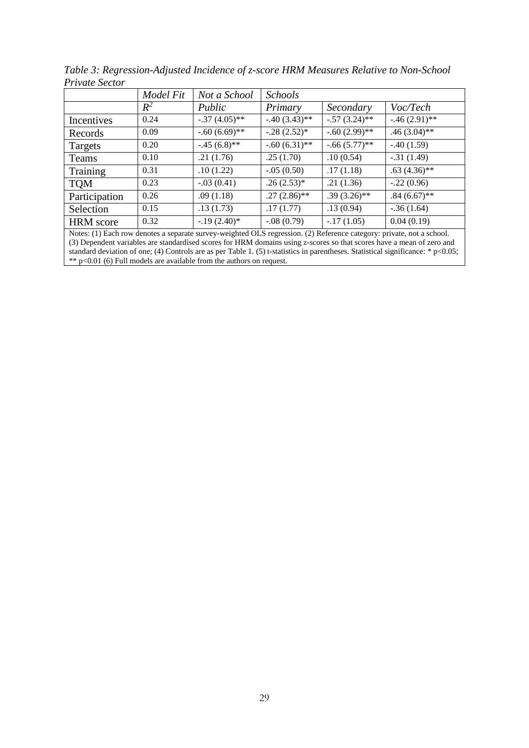*Table 3: Regression-Adjusted Incidence of z-score HRM Measures Relative to Non-School Private Sector*

| | *Model Fit* | *Not a School* | *Schools* | | |
|---|---|---|---|---|---|
| | $R^2$ | *Public* | *Primary* | *Secondary* | *Voc/Tech* |
| Incentives | 0.24 | -.37 (4.05)** | -.40 (3.43)** | -.57 (3.24)** | -.46 (2.91)** |
| Records | 0.09 | -.60 (6.69)** | -.28 (2.52)* | -.60 (2.99)** | .46 (3.04)** |
| Targets | 0.20 | -.45 (6.8)** | -.60 (6.31)** | -.66 (5.77)** | -.40 (1.59) |
| Teams | 0.10 | .21 (1.76) | .25 (1.70) | .10 (0.54) | -.31 (1.49) |
| Training | 0.31 | .10 (1.22) | -.05 (0.50) | .17 (1.18) | .63 (4.36)** |
| TQM | 0.23 | -.03 (0.41) | .26 (2.53)* | .21 (1.36) | -.22 (0.96) |
| Participation | 0.26 | .09 (1.18) | .27 (2.86)** | .39 (3.26)** | .84 (6.67)** |
| Selection | 0.15 | .13 (1.73) | .17 (1.77) | .13 (0.94) | -.36 (1.64) |
| HRM score | 0.32 | -.19 (2.40)* | -.08 (0.79) | -.17 (1.05) | 0.04 (0.19) |

Notes: (1) Each row denotes a separate survey-weighted OLS regression. (2) Reference category: private, not a school. (3) Dependent variables are standardised scores for HRM domains using z-scores so that scores have a mean of zero and standard deviation of one; (4) Controls are as per Table 1. (5) t-statistics in parentheses. Statistical significance: * $p<0.05$; ** $p<0.01$ (6) Full models are available from the authors on request.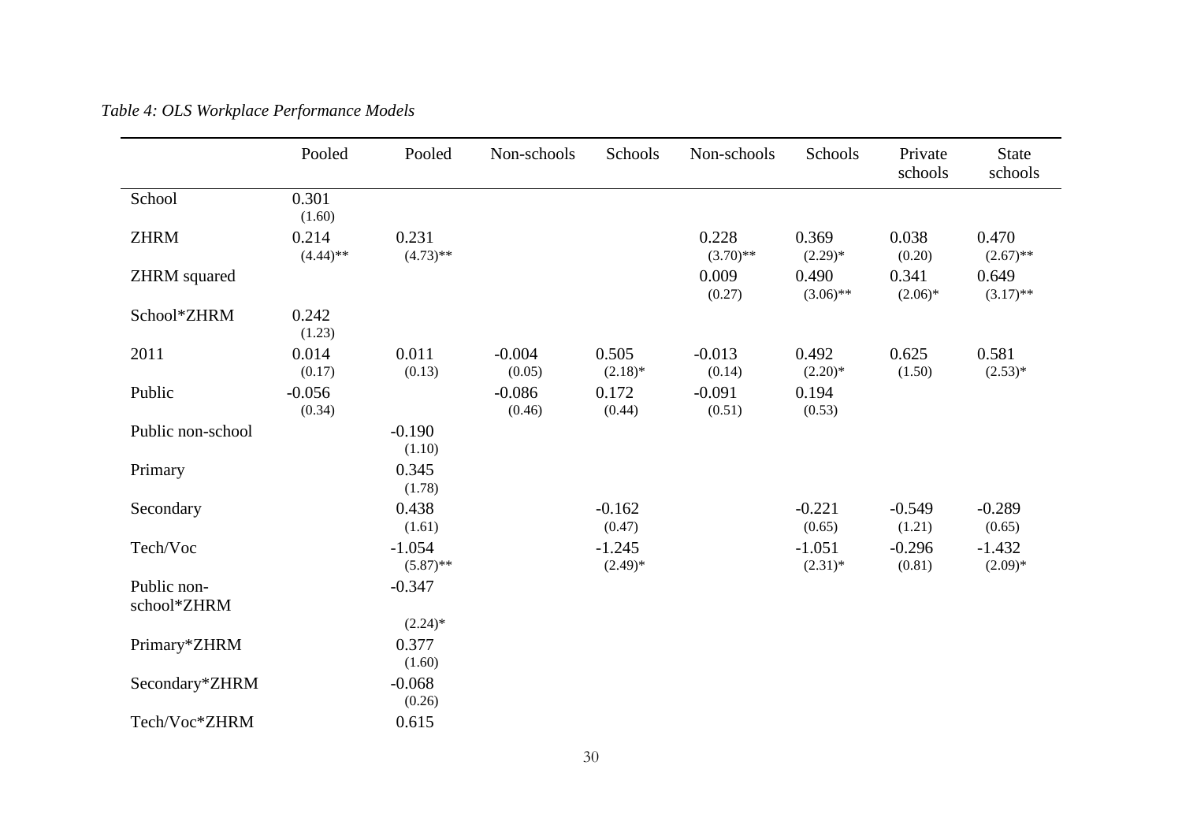*Table 4: OLS Workplace Performance Models*

| | Pooled | Pooled | Non-schools | Schools | Non-schools | Schools | Private schools | State schools |
|---|---|---|---|---|---|---|---|---|
| School | 0.301 (1.60) | | | | | | | |
| ZHRM | 0.214 (4.44)** | 0.231 (4.73)** | | | 0.228 (3.70)** | 0.369 (2.29)* | 0.038 (0.20) | 0.470 (2.67)** |
| ZHRM squared | | | | | 0.009 (0.27) | 0.490 (3.06)** | 0.341 (2.06)* | 0.649 (3.17)** |
| School*ZHRM | 0.242 (1.23) | | | | | | | |
| 2011 | 0.014 (0.17) | 0.011 (0.13) | -0.004 (0.05) | 0.505 (2.18)* | -0.013 (0.14) | 0.492 (2.20)* | 0.625 (1.50) | 0.581 (2.53)* |
| Public | -0.056 (0.34) | | -0.086 (0.46) | 0.172 (0.44) | -0.091 (0.51) | 0.194 (0.53) | | |
| Public non-school | | -0.190 (1.10) | | | | | | |
| Primary | | 0.345 (1.78) | | | | | | |
| Secondary | | 0.438 (1.61) | | -0.162 (0.47) | | -0.221 (0.65) | -0.549 (1.21) | -0.289 (0.65) |
| Tech/Voc | | -1.054 (5.87)** | | -1.245 (2.49)* | | -1.051 (2.31)* | -0.296 (0.81) | -1.432 (2.09)* |
| Public non-school*ZHRM | | -0.347 (2.24)* | | | | | | |
| Primary*ZHRM | | 0.377 (1.60) | | | | | | |
| Secondary*ZHRM | | -0.068 (0.26) | | | | | | |
| Tech/Voc*ZHRM | | 0.615 | | | | | | |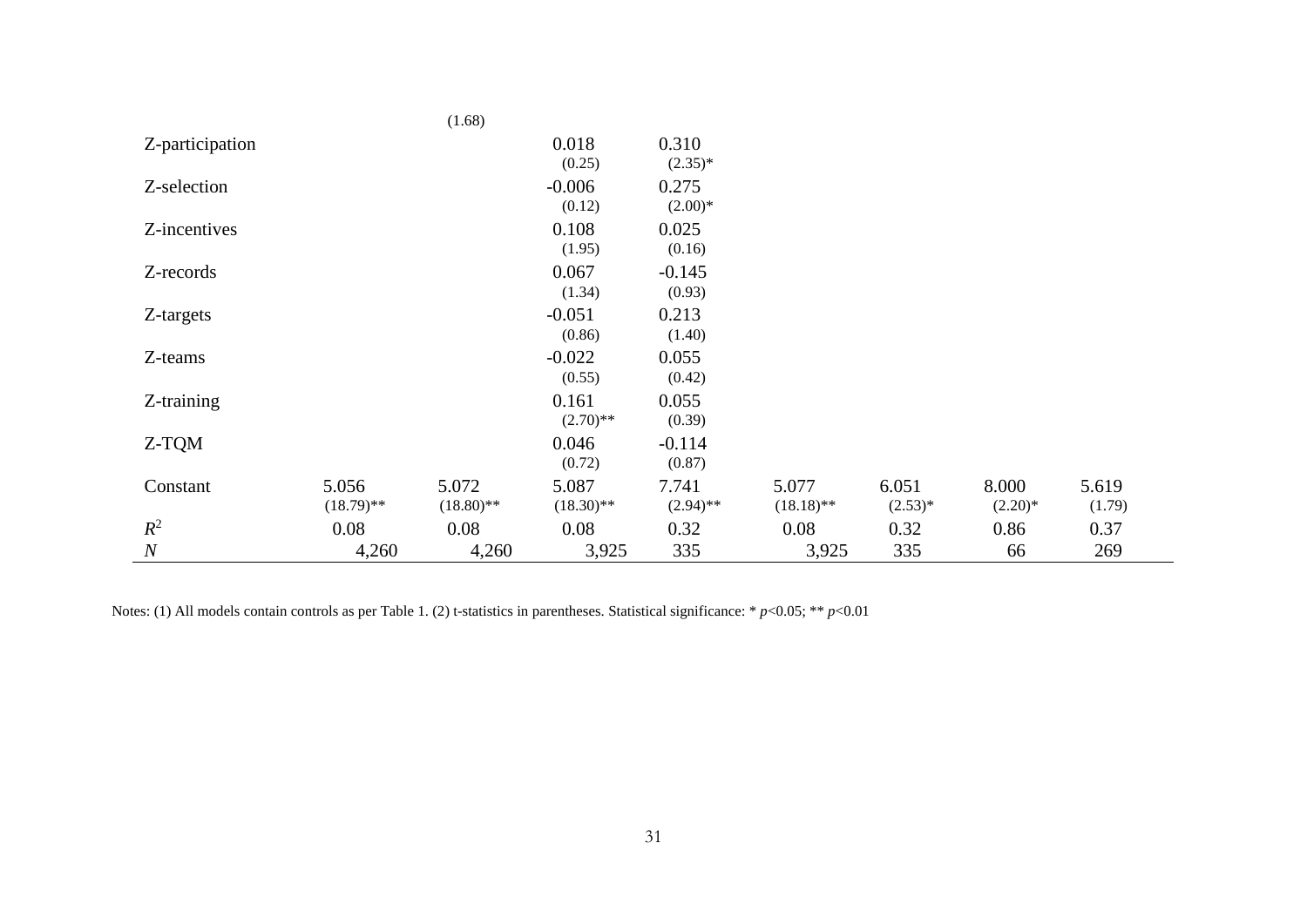| | | | | | | | | |
|---|---|---|---|---|---|---|---|---|
| | | (1.68) | | | | | | |
| Z-participation | | | 0.018 (0.25) | 0.310 (2.35)* | | | | |
| Z-selection | | | -0.006 (0.12) | 0.275 (2.00)* | | | | |
| Z-incentives | | | 0.108 (1.95) | 0.025 (0.16) | | | | |
| Z-records | | | 0.067 (1.34) | -0.145 (0.93) | | | | |
| Z-targets | | | -0.051 (0.86) | 0.213 (1.40) | | | | |
| Z-teams | | | -0.022 (0.55) | 0.055 (0.42) | | | | |
| Z-training | | | 0.161 (2.70)** | 0.055 (0.39) | | | | |
| Z-TQM | | | 0.046 (0.72) | -0.114 (0.87) | | | | |
| Constant | 5.056 (18.79)** | 5.072 (18.80)** | 5.087 (18.30)** | 7.741 (2.94)** | 5.077 (18.18)** | 6.051 (2.53)* | 8.000 (2.20)* | 5.619 (1.79) |
| $R^2$ | 0.08 | 0.08 | 0.08 | 0.32 | 0.08 | 0.32 | 0.86 | 0.37 |
| $N$ | 4,260 | 4,260 | 3,925 | 335 | 3,925 | 335 | 66 | 269 |

Notes: (1) All models contain controls as per Table 1. (2) t-statistics in parentheses. Statistical significance: * $p<0.05$; ** $p<0.01$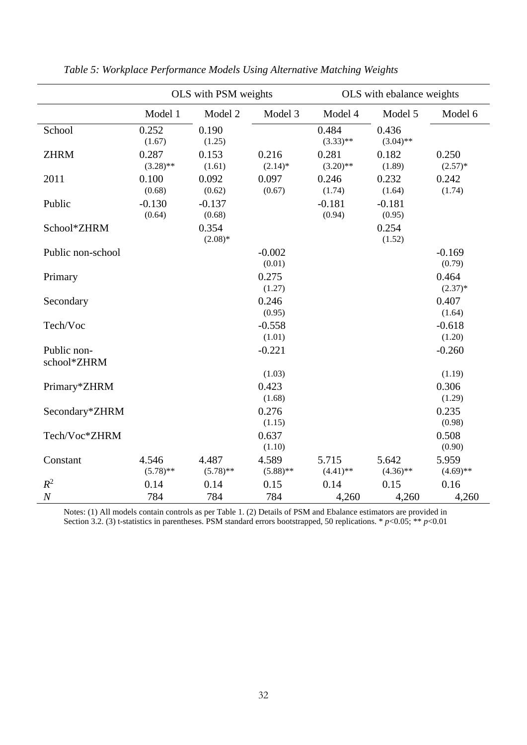*Table 5: Workplace Performance Models Using Alternative Matching Weights*

| | OLS with PSM weights | | | OLS with ebalance weights | | |
|---|---|---|---|---|---|---|
| | Model 1 | Model 2 | Model 3 | Model 4 | Model 5 | Model 6 |
| School | 0.252<br>(1.67) | 0.190<br>(1.25) | | 0.484<br>(3.33)** | 0.436<br>(3.04)** | |
| ZHRM | 0.287<br>(3.28)** | 0.153<br>(1.61) | 0.216<br>(2.14)* | 0.281<br>(3.20)** | 0.182<br>(1.89) | 0.250<br>(2.57)* |
| 2011 | 0.100<br>(0.68) | 0.092<br>(0.62) | 0.097<br>(0.67) | 0.246<br>(1.74) | 0.232<br>(1.64) | 0.242<br>(1.74) |
| Public | -0.130<br>(0.64) | -0.137<br>(0.68) | | -0.181<br>(0.94) | -0.181<br>(0.95) | |
| School*ZHRM | | 0.354<br>(2.08)* | | | 0.254<br>(1.52) | |
| Public non-school | | | -0.002<br>(0.01) | | | -0.169<br>(0.79) |
| Primary | | | 0.275<br>(1.27) | | | 0.464<br>(2.37)* |
| Secondary | | | 0.246<br>(0.95) | | | 0.407<br>(1.64) |
| Tech/Voc | | | -0.558<br>(1.01) | | | -0.618<br>(1.20) |
| Public non-school*ZHRM | | | -0.221<br>(1.03) | | | -0.260<br>(1.19) |
| Primary*ZHRM | | | 0.423<br>(1.68) | | | 0.306<br>(1.29) |
| Secondary*ZHRM | | | 0.276<br>(1.15) | | | 0.235<br>(0.98) |
| Tech/Voc*ZHRM | | | 0.637<br>(1.10) | | | 0.508<br>(0.90) |
| Constant | 4.546<br>(5.78)** | 4.487<br>(5.78)** | 4.589<br>(5.88)** | 5.715<br>(4.41)** | 5.642<br>(4.36)** | 5.959<br>(4.69)** |
| $R^2$ | 0.14 | 0.14 | 0.15 | 0.14 | 0.15 | 0.16 |
| $N$ | 784 | 784 | 784 | 4,260 | 4,260 | 4,260 |

Notes: (1) All models contain controls as per Table 1. (2) Details of PSM and Ebalance estimators are provided in Section 3.2. (3) t-statistics in parentheses. PSM standard errors bootstrapped, 50 replications. * $p<0.05$; ** $p<0.01$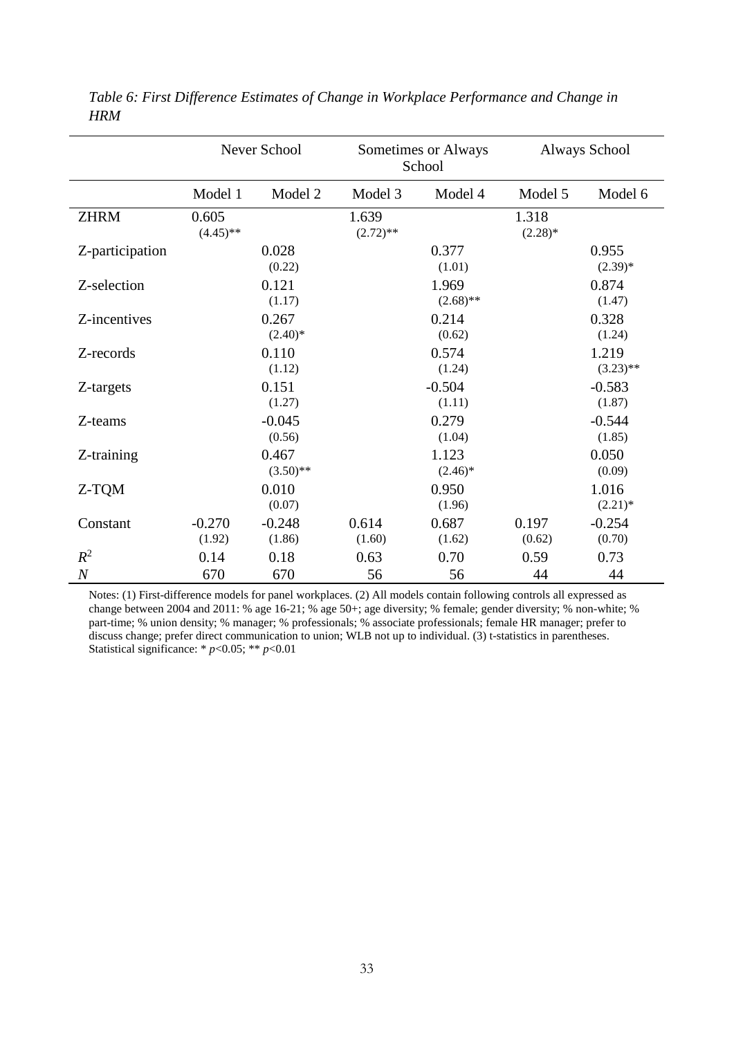*Table 6: First Difference Estimates of Change in Workplace Performance and Change in HRM*

| | Never School | | Sometimes or Always School | | Always School | |
|---|---|---|---|---|---|---|
| | Model 1 | Model 2 | Model 3 | Model 4 | Model 5 | Model 6 |
| ZHRM | 0.605 (4.45)** | | 1.639 (2.72)** | | 1.318 (2.28)* | |
| Z-participation | | 0.028 (0.22) | | 0.377 (1.01) | | 0.955 (2.39)* |
| Z-selection | | 0.121 (1.17) | | 1.969 (2.68)** | | 0.874 (1.47) |
| Z-incentives | | 0.267 (2.40)* | | 0.214 (0.62) | | 0.328 (1.24) |
| Z-records | | 0.110 (1.12) | | 0.574 (1.24) | | 1.219 (3.23)** |
| Z-targets | | 0.151 (1.27) | | -0.504 (1.11) | | -0.583 (1.87) |
| Z-teams | | -0.045 (0.56) | | 0.279 (1.04) | | -0.544 (1.85) |
| Z-training | | 0.467 (3.50)** | | 1.123 (2.46)* | | 0.050 (0.09) |
| Z-TQM | | 0.010 (0.07) | | 0.950 (1.96) | | 1.016 (2.21)* |
| Constant | -0.270 (1.92) | -0.248 (1.86) | 0.614 (1.60) | 0.687 (1.62) | 0.197 (0.62) | -0.254 (0.70) |
| $R^2$ | 0.14 | 0.18 | 0.63 | 0.70 | 0.59 | 0.73 |
| $N$ | 670 | 670 | 56 | 56 | 44 | 44 |

Notes: (1) First-difference models for panel workplaces. (2) All models contain following controls all expressed as change between 2004 and 2011: % age 16-21; % age 50+; age diversity; % female; gender diversity; % non-white; % part-time; % union density; % manager; % professionals; % associate professionals; female HR manager; prefer to discuss change; prefer direct communication to union; WLB not up to individual. (3) t-statistics in parentheses. Statistical significance: * $p$<0.05; ** $p$<0.01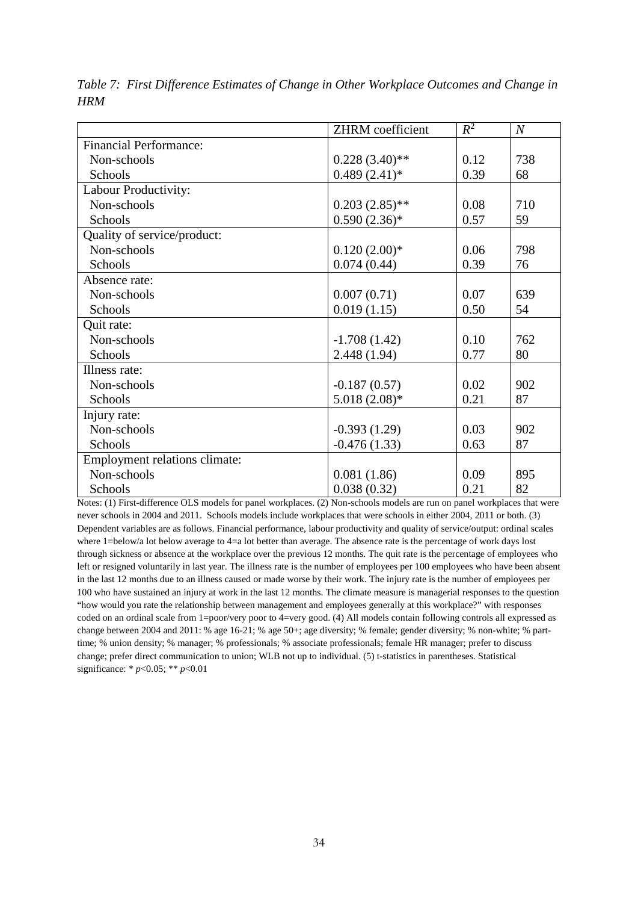*Table 7: First Difference Estimates of Change in Other Workplace Outcomes and Change in HRM*

| | ZHRM coefficient | $R^2$ | $N$ |
|---|---|---|---|
| Financial Performance: | | | |
| Non-schools | 0.228 (3.40)** | 0.12 | 738 |
| Schools | 0.489 (2.41)* | 0.39 | 68 |
| Labour Productivity: | | | |
| Non-schools | 0.203 (2.85)** | 0.08 | 710 |
| Schools | 0.590 (2.36)* | 0.57 | 59 |
| Quality of service/product: | | | |
| Non-schools | 0.120 (2.00)* | 0.06 | 798 |
| Schools | 0.074 (0.44) | 0.39 | 76 |
| Absence rate: | | | |
| Non-schools | 0.007 (0.71) | 0.07 | 639 |
| Schools | 0.019 (1.15) | 0.50 | 54 |
| Quit rate: | | | |
| Non-schools | -1.708 (1.42) | 0.10 | 762 |
| Schools | 2.448 (1.94) | 0.77 | 80 |
| Illness rate: | | | |
| Non-schools | -0.187 (0.57) | 0.02 | 902 |
| Schools | 5.018 (2.08)* | 0.21 | 87 |
| Injury rate: | | | |
| Non-schools | -0.393 (1.29) | 0.03 | 902 |
| Schools | -0.476 (1.33) | 0.63 | 87 |
| Employment relations climate: | | | |
| Non-schools | 0.081 (1.86) | 0.09 | 895 |
| Schools | 0.038 (0.32) | 0.21 | 82 |

Notes: (1) First-difference OLS models for panel workplaces. (2) Non-schools models are run on panel workplaces that were never schools in 2004 and 2011. Schools models include workplaces that were schools in either 2004, 2011 or both. (3) Dependent variables are as follows. Financial performance, labour productivity and quality of service/output: ordinal scales where 1=below/a lot below average to 4=a lot better than average. The absence rate is the percentage of work days lost through sickness or absence at the workplace over the previous 12 months. The quit rate is the percentage of employees who left or resigned voluntarily in last year. The illness rate is the number of employees per 100 employees who have been absent in the last 12 months due to an illness caused or made worse by their work. The injury rate is the number of employees per 100 who have sustained an injury at work in the last 12 months. The climate measure is managerial responses to the question "how would you rate the relationship between management and employees generally at this workplace?" with responses coded on an ordinal scale from 1=poor/very poor to 4=very good. (4) All models contain following controls all expressed as change between 2004 and 2011: % age 16-21; % age 50+; age diversity; % female; gender diversity; % non-white; % part-time; % union density; % manager; % professionals; % associate professionals; female HR manager; prefer to discuss change; prefer direct communication to union; WLB not up to individual. (5) t-statistics in parentheses. Statistical significance: * $p<0.05$; ** $p<0.01$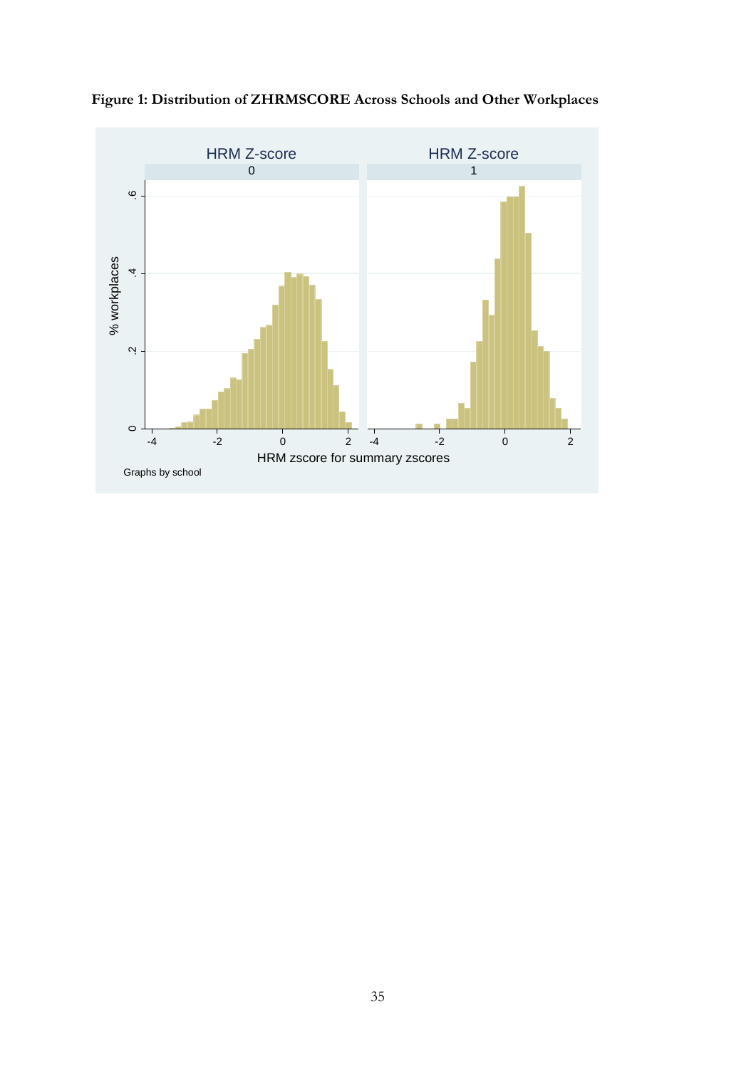**Figure 1: Distribution of ZHRMSCORE Across Schools and Other Workplaces**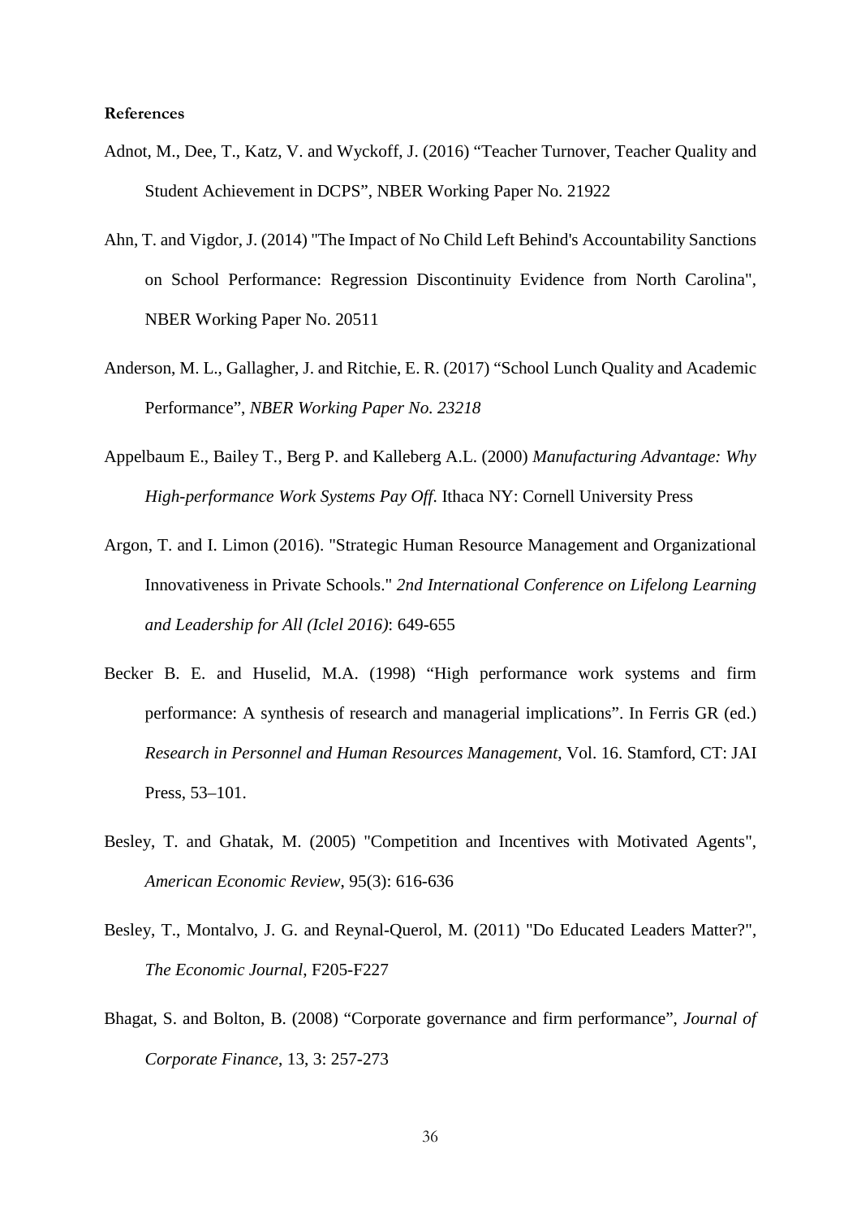**References**

Adnot, M., Dee, T., Katz, V. and Wyckoff, J. (2016) “Teacher Turnover, Teacher Quality and Student Achievement in DCPS”, NBER Working Paper No. 21922

Ahn, T. and Vigdor, J. (2014) "The Impact of No Child Left Behind's Accountability Sanctions on School Performance: Regression Discontinuity Evidence from North Carolina", NBER Working Paper No. 20511

Anderson, M. L., Gallagher, J. and Ritchie, E. R. (2017) “School Lunch Quality and Academic Performance”, *NBER Working Paper No. 23218*

Appelbaum E., Bailey T., Berg P. and Kalleberg A.L. (2000) *Manufacturing Advantage: Why High-performance Work Systems Pay Off*. Ithaca NY: Cornell University Press

Argon, T. and I. Limon (2016). "Strategic Human Resource Management and Organizational Innovativeness in Private Schools." *2nd International Conference on Lifelong Learning and Leadership for All (Iclel 2016)*: 649-655

Becker B. E. and Huselid, M.A. (1998) “High performance work systems and firm performance: A synthesis of research and managerial implications”. In Ferris GR (ed.) *Research in Personnel and Human Resources Management*, Vol. 16. Stamford, CT: JAI Press, 53–101.

Besley, T. and Ghatak, M. (2005) "Competition and Incentives with Motivated Agents", *American Economic Review*, 95(3): 616-636

Besley, T., Montalvo, J. G. and Reynal-Querol, M. (2011) "Do Educated Leaders Matter?", *The Economic Journal*, F205-F227

Bhagat, S. and Bolton, B. (2008) “Corporate governance and firm performance”, *Journal of Corporate Finance*, 13, 3: 257-273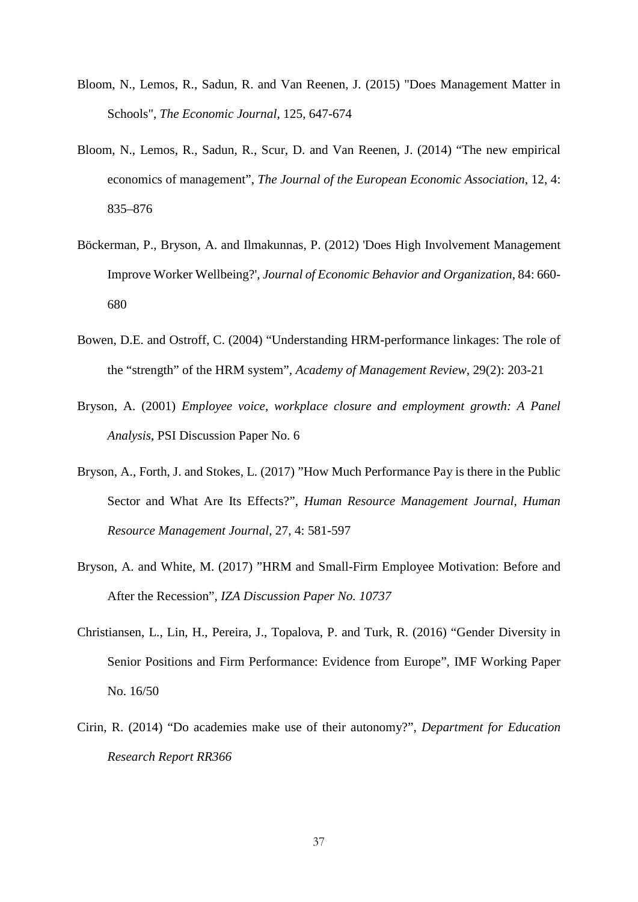Bloom, N., Lemos, R., Sadun, R. and Van Reenen, J. (2015) "Does Management Matter in Schools", *The Economic Journal*, 125, 647-674

Bloom, N., Lemos, R., Sadun, R., Scur, D. and Van Reenen, J. (2014) "The new empirical economics of management", *The Journal of the European Economic Association*, 12, 4: 835–876

Böckerman, P., Bryson, A. and Ilmakunnas, P. (2012) 'Does High Involvement Management Improve Worker Wellbeing?', *Journal of Economic Behavior and Organization*, 84: 660-680

Bowen, D.E. and Ostroff, C. (2004) "Understanding HRM-performance linkages: The role of the "strength" of the HRM system", *Academy of Management Review*, 29(2): 203-21

Bryson, A. (2001) *Employee voice, workplace closure and employment growth: A Panel Analysis*, PSI Discussion Paper No. 6

Bryson, A., Forth, J. and Stokes, L. (2017) "How Much Performance Pay is there in the Public Sector and What Are Its Effects?", *Human Resource Management Journal*, *Human Resource Management Journal*, 27, 4: 581-597

Bryson, A. and White, M. (2017) "HRM and Small-Firm Employee Motivation: Before and After the Recession", *IZA Discussion Paper No. 10737*

Christiansen, L., Lin, H., Pereira, J., Topalova, P. and Turk, R. (2016) "Gender Diversity in Senior Positions and Firm Performance: Evidence from Europe", IMF Working Paper No. 16/50

Cirin, R. (2014) "Do academies make use of their autonomy?", *Department for Education Research Report RR366*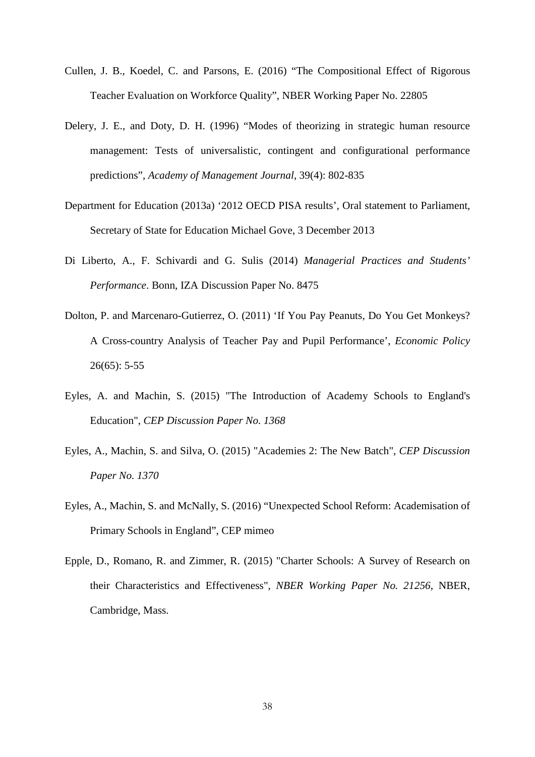Cullen, J. B., Koedel, C. and Parsons, E. (2016) "The Compositional Effect of Rigorous Teacher Evaluation on Workforce Quality", NBER Working Paper No. 22805

Delery, J. E., and Doty, D. H. (1996) "Modes of theorizing in strategic human resource management: Tests of universalistic, contingent and configurational performance predictions", *Academy of Management Journal*, 39(4): 802-835

Department for Education (2013a) '2012 OECD PISA results', Oral statement to Parliament, Secretary of State for Education Michael Gove, 3 December 2013

Di Liberto, A., F. Schivardi and G. Sulis (2014) *Managerial Practices and Students' Performance*. Bonn, IZA Discussion Paper No. 8475

Dolton, P. and Marcenaro-Gutierrez, O. (2011) 'If You Pay Peanuts, Do You Get Monkeys? A Cross-country Analysis of Teacher Pay and Pupil Performance', *Economic Policy* 26(65): 5-55

Eyles, A. and Machin, S. (2015) "The Introduction of Academy Schools to England's Education", *CEP Discussion Paper No. 1368*

Eyles, A., Machin, S. and Silva, O. (2015) "Academies 2: The New Batch", *CEP Discussion Paper No. 1370*

Eyles, A., Machin, S. and McNally, S. (2016) "Unexpected School Reform: Academisation of Primary Schools in England", CEP mimeo

Epple, D., Romano, R. and Zimmer, R. (2015) "Charter Schools: A Survey of Research on their Characteristics and Effectiveness", *NBER Working Paper No. 21256*, NBER, Cambridge, Mass.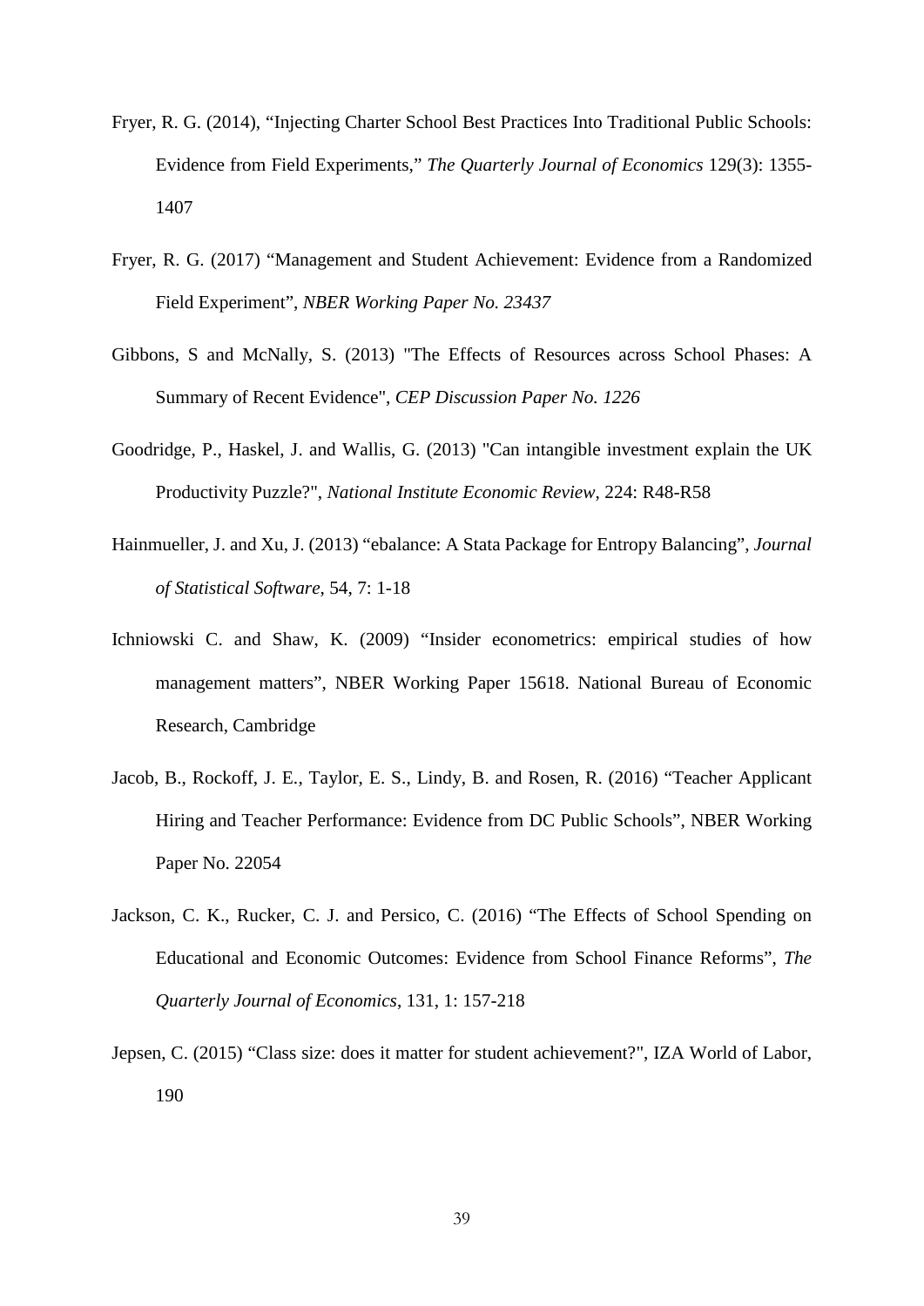Fryer, R. G. (2014), "Injecting Charter School Best Practices Into Traditional Public Schools: Evidence from Field Experiments," *The Quarterly Journal of Economics* 129(3): 1355-1407

Fryer, R. G. (2017) "Management and Student Achievement: Evidence from a Randomized Field Experiment", *NBER Working Paper No. 23437*

Gibbons, S and McNally, S. (2013) "The Effects of Resources across School Phases: A Summary of Recent Evidence", *CEP Discussion Paper No. 1226*

Goodridge, P., Haskel, J. and Wallis, G. (2013) "Can intangible investment explain the UK Productivity Puzzle?", *National Institute Economic Review*, 224: R48-R58

Hainmueller, J. and Xu, J. (2013) "ebalance: A Stata Package for Entropy Balancing", *Journal of Statistical Software*, 54, 7: 1-18

Ichniowski C. and Shaw, K. (2009) "Insider econometrics: empirical studies of how management matters", NBER Working Paper 15618. National Bureau of Economic Research, Cambridge

Jacob, B., Rockoff, J. E., Taylor, E. S., Lindy, B. and Rosen, R. (2016) "Teacher Applicant Hiring and Teacher Performance: Evidence from DC Public Schools", NBER Working Paper No. 22054

Jackson, C. K., Rucker, C. J. and Persico, C. (2016) "The Effects of School Spending on Educational and Economic Outcomes: Evidence from School Finance Reforms", *The Quarterly Journal of Economics*, 131, 1: 157-218

Jepsen, C. (2015) "Class size: does it matter for student achievement?", IZA World of Labor, 190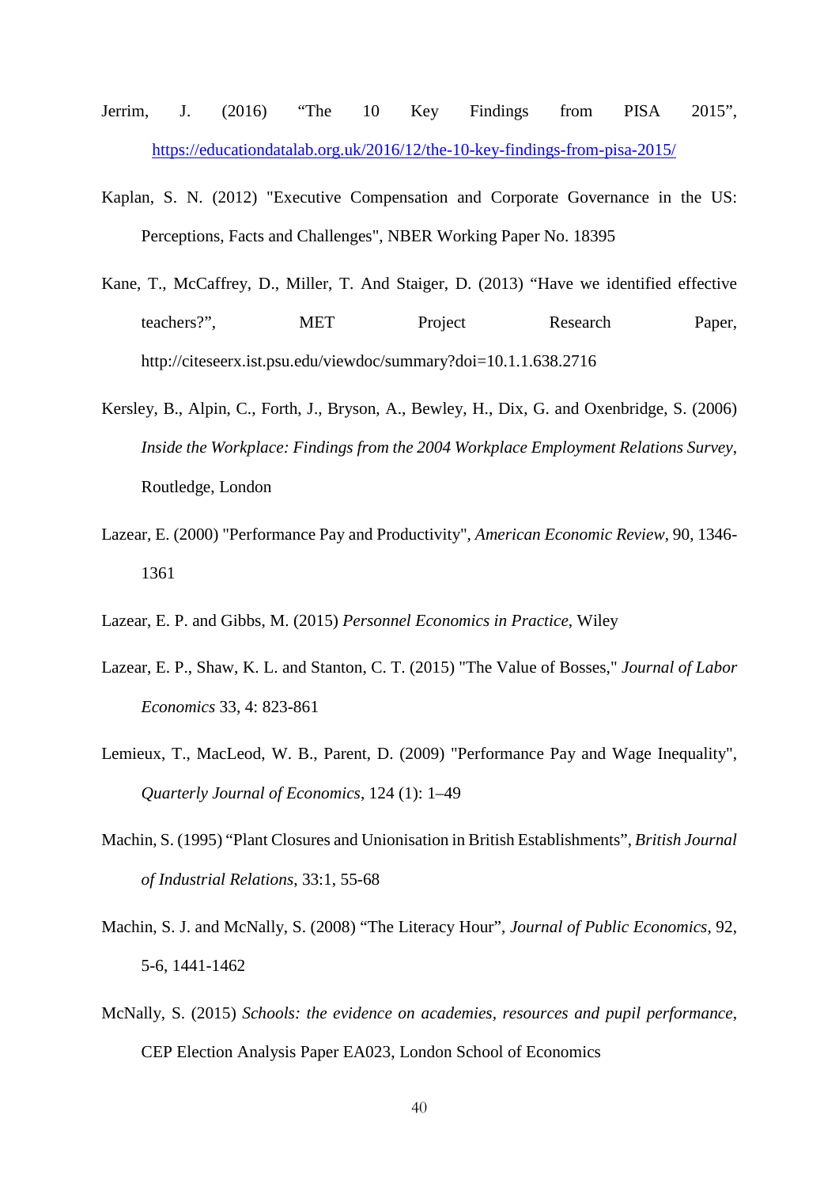Jerrim, J. (2016) "The 10 Key Findings from PISA 2015", https://educationdatalab.org.uk/2016/12/the-10-key-findings-from-pisa-2015/

Kaplan, S. N. (2012) "Executive Compensation and Corporate Governance in the US: Perceptions, Facts and Challenges", NBER Working Paper No. 18395

Kane, T., McCaffrey, D., Miller, T. And Staiger, D. (2013) "Have we identified effective teachers?", MET Project Research Paper, http://citeseerx.ist.psu.edu/viewdoc/summary?doi=10.1.1.638.2716

Kersley, B., Alpin, C., Forth, J., Bryson, A., Bewley, H., Dix, G. and Oxenbridge, S. (2006) *Inside the Workplace: Findings from the 2004 Workplace Employment Relations Survey*, Routledge, London

Lazear, E. (2000) "Performance Pay and Productivity", *American Economic Review*, 90, 1346-1361

Lazear, E. P. and Gibbs, M. (2015) *Personnel Economics in Practice*, Wiley

Lazear, E. P., Shaw, K. L. and Stanton, C. T. (2015) "The Value of Bosses," *Journal of Labor Economics* 33, 4: 823-861

Lemieux, T., MacLeod, W. B., Parent, D. (2009) "Performance Pay and Wage Inequality", *Quarterly Journal of Economics*, 124 (1): 1–49

Machin, S. (1995) "Plant Closures and Unionisation in British Establishments", *British Journal of Industrial Relations*, 33:1, 55-68

Machin, S. J. and McNally, S. (2008) "The Literacy Hour", *Journal of Public Economics*, 92, 5-6, 1441-1462

McNally, S. (2015) *Schools: the evidence on academies, resources and pupil performance*, CEP Election Analysis Paper EA023, London School of Economics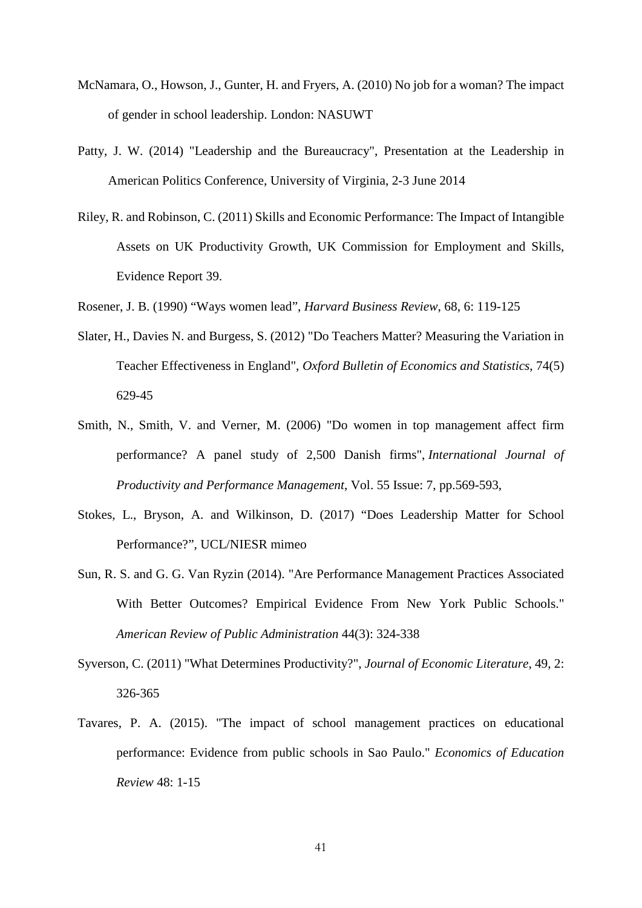McNamara, O., Howson, J., Gunter, H. and Fryers, A. (2010) No job for a woman? The impact of gender in school leadership. London: NASUWT

Patty, J. W. (2014) "Leadership and the Bureaucracy", Presentation at the Leadership in American Politics Conference, University of Virginia, 2-3 June 2014

Riley, R. and Robinson, C. (2011) Skills and Economic Performance: The Impact of Intangible Assets on UK Productivity Growth, UK Commission for Employment and Skills, Evidence Report 39.

Rosener, J. B. (1990) "Ways women lead", *Harvard Business Review*, 68, 6: 119-125

Slater, H., Davies N. and Burgess, S. (2012) "Do Teachers Matter? Measuring the Variation in Teacher Effectiveness in England", *Oxford Bulletin of Economics and Statistics*, 74(5) 629-45

Smith, N., Smith, V. and Verner, M. (2006) "Do women in top management affect firm performance? A panel study of 2,500 Danish firms", *International Journal of Productivity and Performance Management*, Vol. 55 Issue: 7, pp.569-593,

Stokes, L., Bryson, A. and Wilkinson, D. (2017) "Does Leadership Matter for School Performance?", UCL/NIESR mimeo

Sun, R. S. and G. G. Van Ryzin (2014). "Are Performance Management Practices Associated With Better Outcomes? Empirical Evidence From New York Public Schools." *American Review of Public Administration* 44(3): 324-338

Syverson, C. (2011) "What Determines Productivity?", *Journal of Economic Literature*, 49, 2: 326-365

Tavares, P. A. (2015). "The impact of school management practices on educational performance: Evidence from public schools in Sao Paulo." *Economics of Education Review* 48: 1-15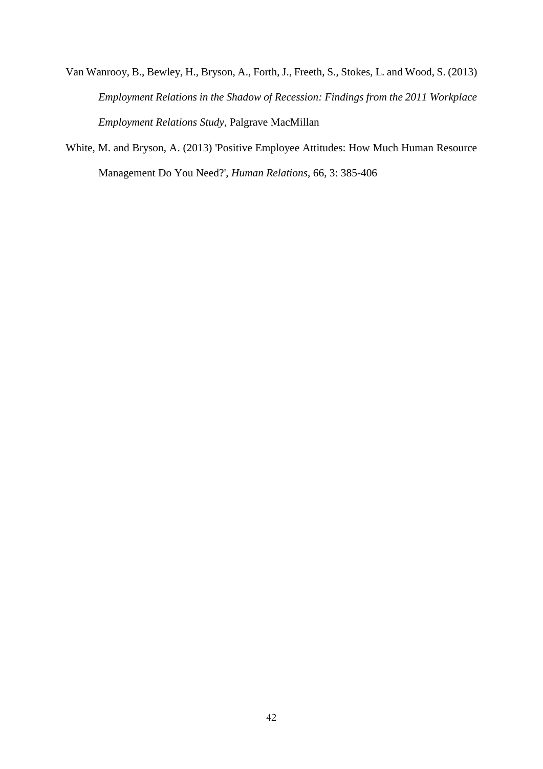Van Wanrooy, B., Bewley, H., Bryson, A., Forth, J., Freeth, S., Stokes, L. and Wood, S. (2013) *Employment Relations in the Shadow of Recession: Findings from the 2011 Workplace Employment Relations Study*, Palgrave MacMillan

White, M. and Bryson, A. (2013) 'Positive Employee Attitudes: How Much Human Resource Management Do You Need?', *Human Relations*, 66, 3: 385-406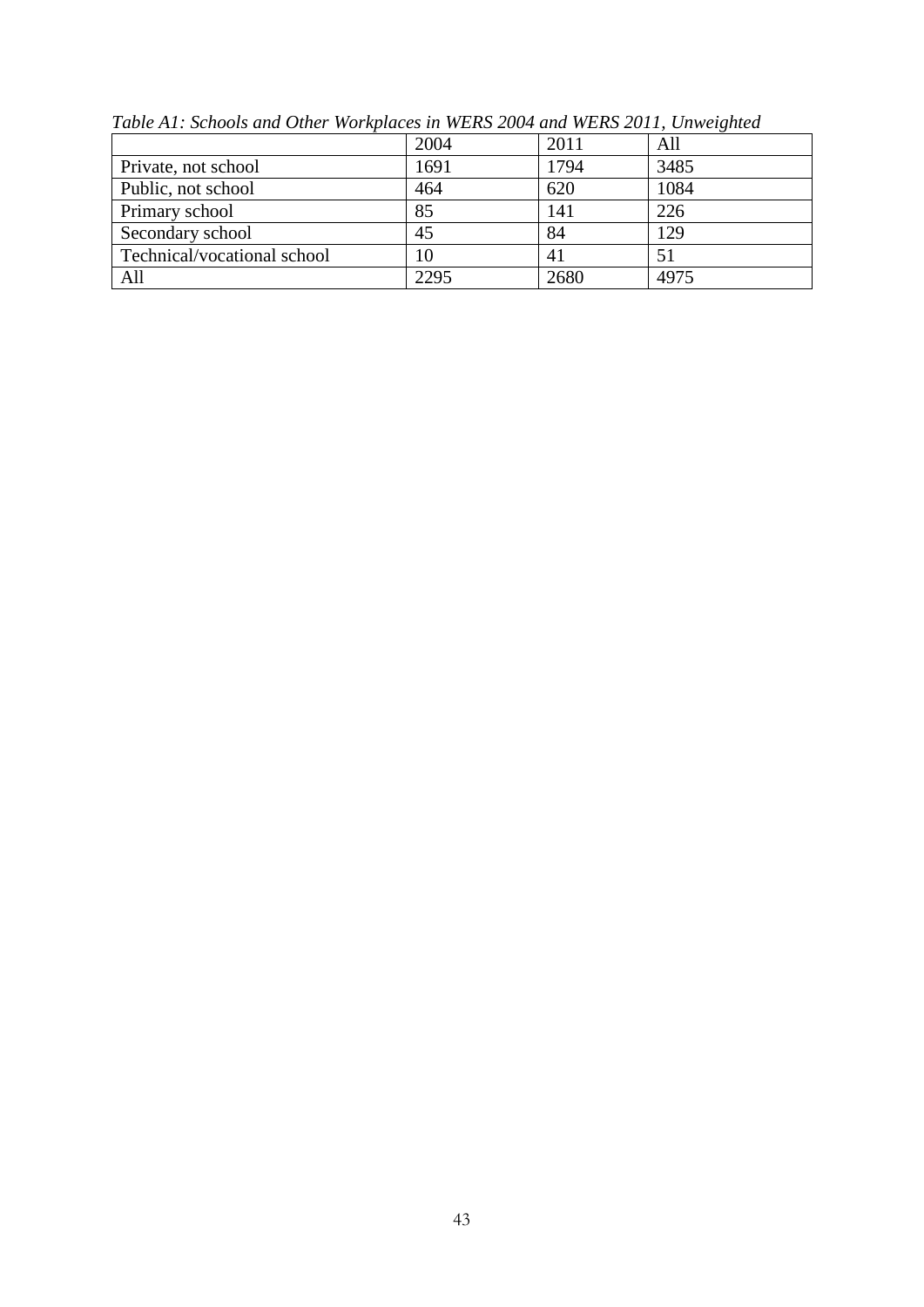*Table A1: Schools and Other Workplaces in WERS 2004 and WERS 2011, Unweighted*

| | 2004 | 2011 | All |
|---|---|---|---|
| Private, not school | 1691 | 1794 | 3485 |
| Public, not school | 464 | 620 | 1084 |
| Primary school | 85 | 141 | 226 |
| Secondary school | 45 | 84 | 129 |
| Technical/vocational school | 10 | 41 | 51 |
| All | 2295 | 2680 | 4975 |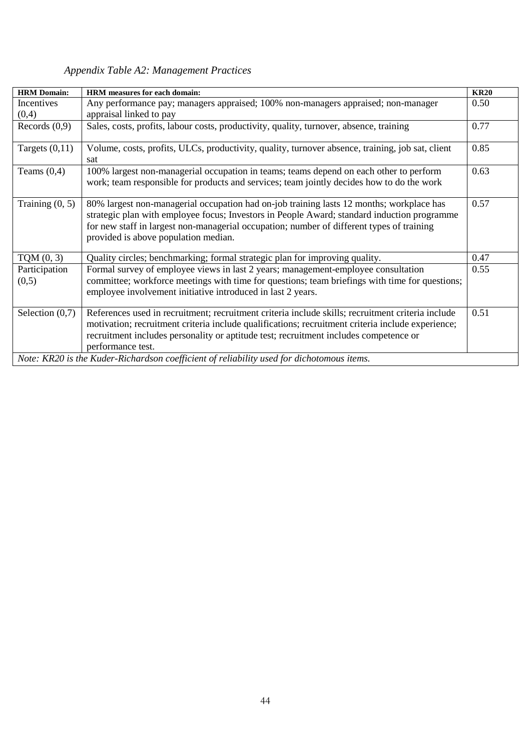*Appendix Table A2: Management Practices*

| HRM Domain: | HRM measures for each domain: | KR20 |
|---|---|---|
| Incentives (0,4) | Any performance pay; managers appraised; 100% non-managers appraised; non-manager appraisal linked to pay | 0.50 |
| Records (0,9) | Sales, costs, profits, labour costs, productivity, quality, turnover, absence, training | 0.77 |
| Targets (0,11) | Volume, costs, profits, ULCs, productivity, quality, turnover absence, training, job sat, client sat | 0.85 |
| Teams (0,4) | 100% largest non-managerial occupation in teams; teams depend on each other to perform work; team responsible for products and services; team jointly decides how to do the work | 0.63 |
| Training (0, 5) | 80% largest non-managerial occupation had on-job training lasts 12 months; workplace has strategic plan with employee focus; Investors in People Award; standard induction programme for new staff in largest non-managerial occupation; number of different types of training provided is above population median. | 0.57 |
| TQM (0, 3) | Quality circles; benchmarking; formal strategic plan for improving quality. | 0.47 |
| Participation (0,5) | Formal survey of employee views in last 2 years; management-employee consultation committee; workforce meetings with time for questions; team briefings with time for questions; employee involvement initiative introduced in last 2 years. | 0.55 |
| Selection (0,7) | References used in recruitment; recruitment criteria include skills; recruitment criteria include motivation; recruitment criteria include qualifications; recruitment criteria include experience; recruitment includes personality or aptitude test; recruitment includes competence or performance test. | 0.51 |

*Note: KR20 is the Kuder-Richardson coefficient of reliability used for dichotomous items.*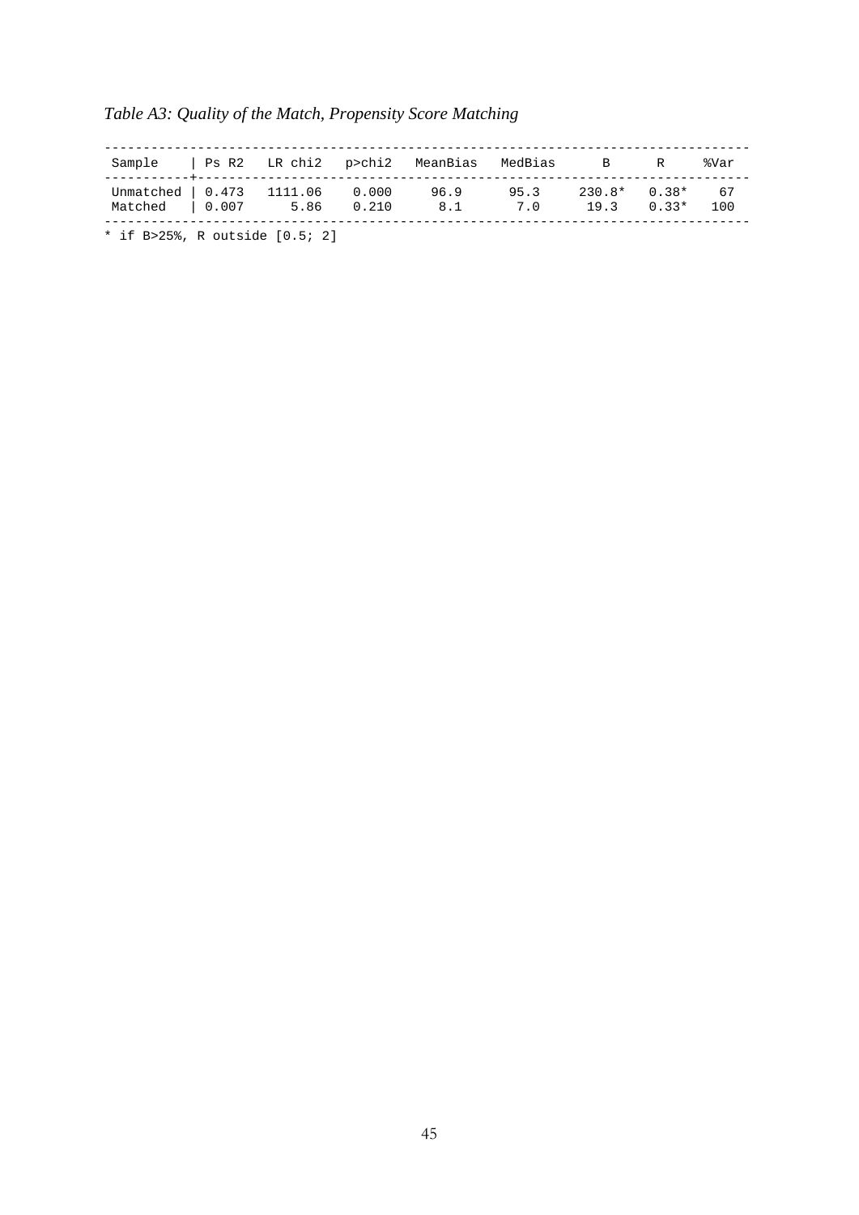*Table A3: Quality of the Match, Propensity Score Matching*

| Sample | Ps R2 | LR chi2 | p>chi2 | MeanBias | MedBias | B | R | %Var |
|---|---|---|---|---|---|---|---|---|
| Unmatched | 0.473 | 1111.06 | 0.000 | 96.9 | 95.3 | 230.8* | 0.38* | 67 |
| Matched | 0.007 | 5.86 | 0.210 | 8.1 | 7.0 | 19.3 | 0.33* | 100 |

* if B>25%, R outside [0.5; 2]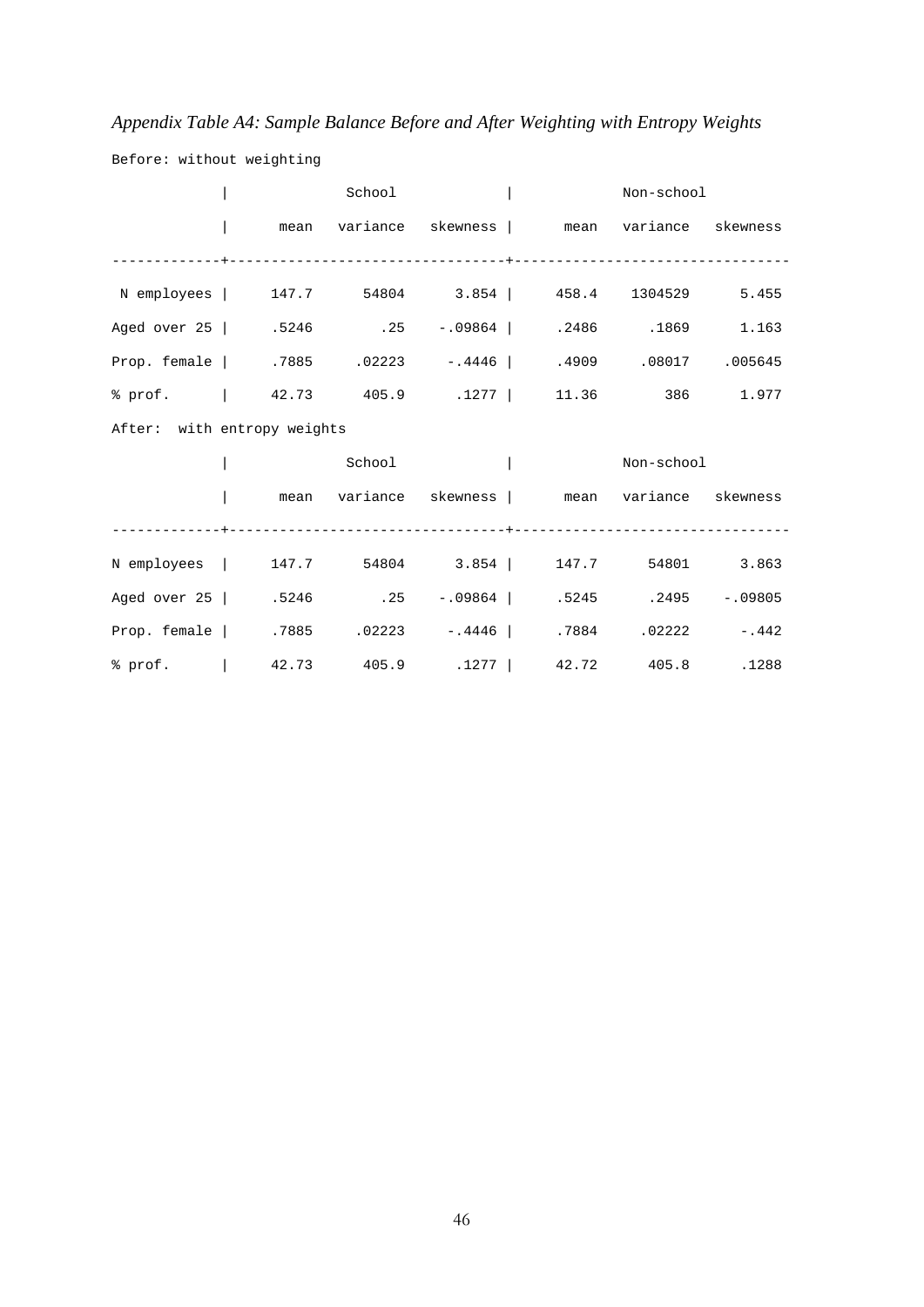*Appendix Table A4: Sample Balance Before and After Weighting with Entropy Weights*

Before: without weighting

| | School | | | Non-school | | |
|---|---|---|---|---|---|---|
| | mean | variance | skewness | mean | variance | skewness |
| N employees | 147.7 | 54804 | 3.854 | 458.4 | 1304529 | 5.455 |
| Aged over 25 | .5246 | .25 | -.09864 | .2486 | .1869 | 1.163 |
| Prop. female | .7885 | .02223 | -.4446 | .4909 | .08017 | .005645 |
| % prof. | 42.73 | 405.9 | .1277 | 11.36 | 386 | 1.977 |

After: with entropy weights

| | School | | | Non-school | | |
|---|---|---|---|---|---|---|
| | mean | variance | skewness | mean | variance | skewness |
| N employees | 147.7 | 54804 | 3.854 | 147.7 | 54801 | 3.863 |
| Aged over 25 | .5246 | .25 | -.09864 | .5245 | .2495 | -.09805 |
| Prop. female | .7885 | .02223 | -.4446 | .7884 | .02222 | -.442 |
| % prof. | 42.73 | 405.9 | .1277 | 42.72 | 405.8 | .1288 |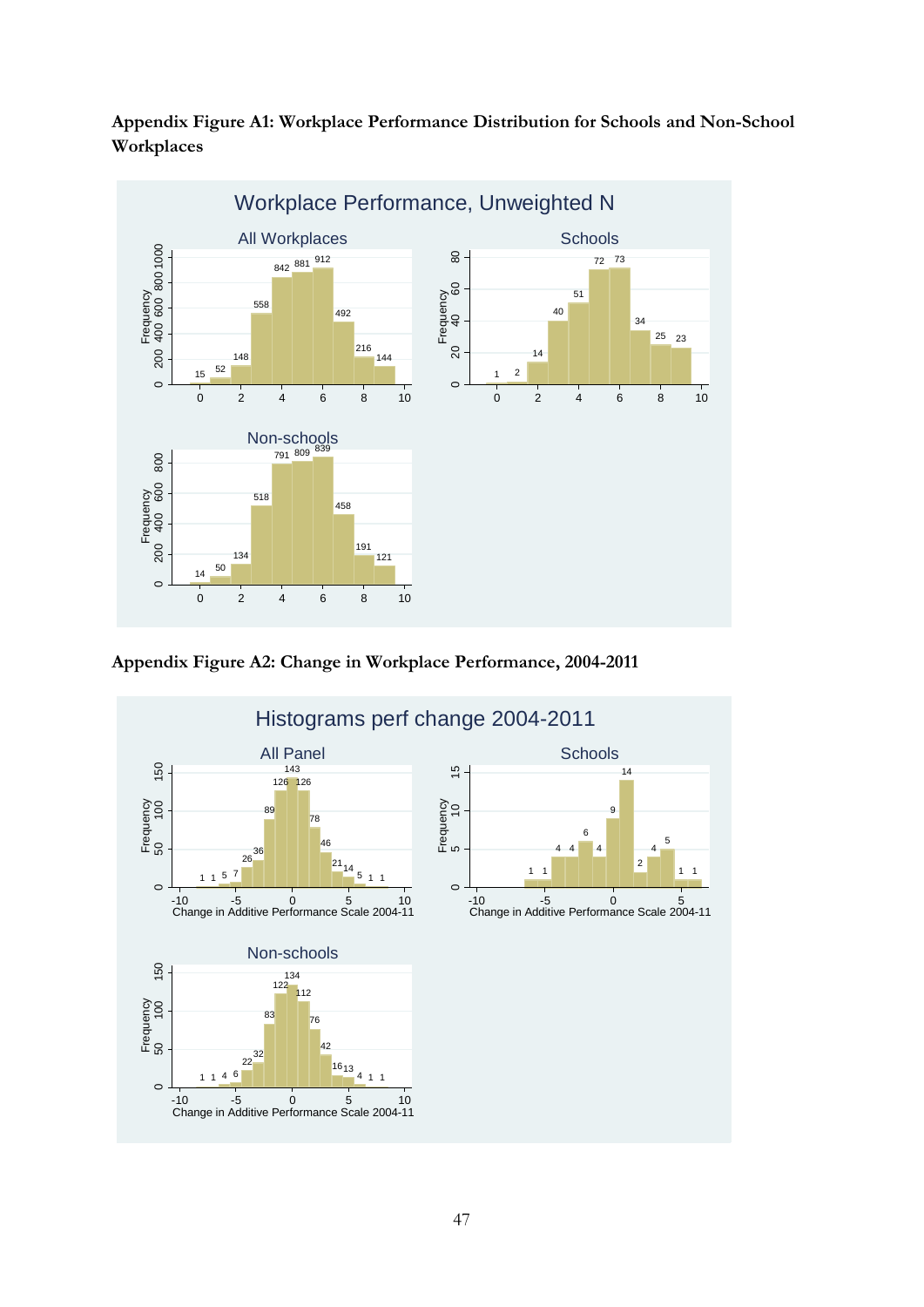**Appendix Figure A1: Workplace Performance Distribution for Schools and Non-School Workplaces**

**Appendix Figure A2: Change in Workplace Performance, 2004-2011**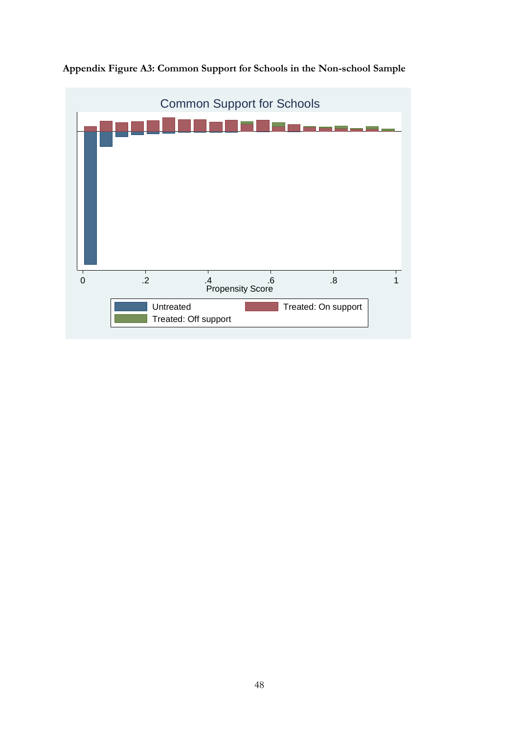**Appendix Figure A3: Common Support for Schools in the Non-school Sample**

Common Support for Schools

0
.2
.4
.6
.8
1

Propensity Score

Untreated
Treated: On support
Treated: Off support